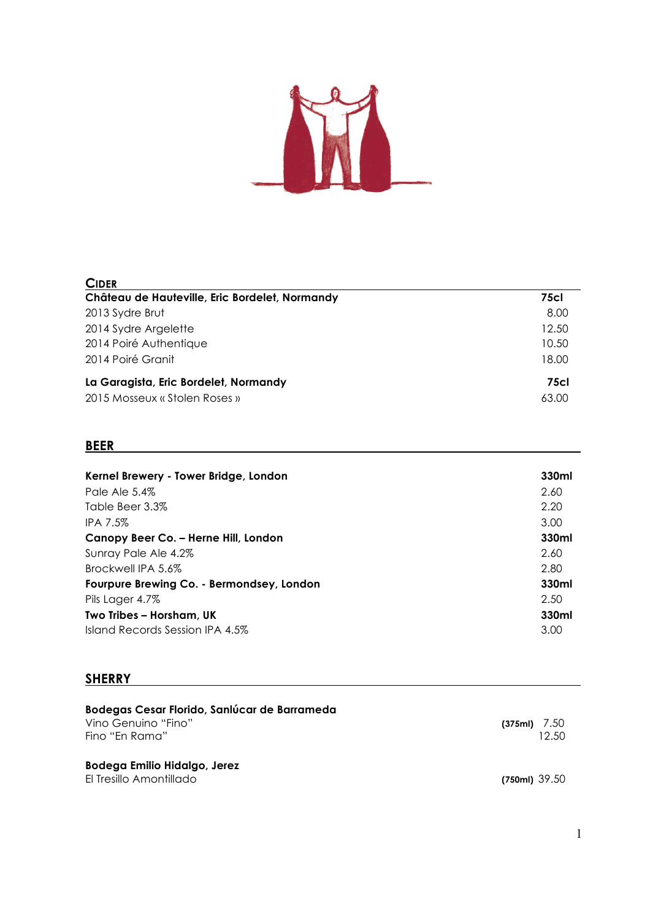## CIDER

| Château de Hauteville, Eric Bordelet, Normandy | 75cl |
|---|---|
| 2013 Sydre Brut | 8.00 |
| 2014 Sydre Argelette | 12.50 |
| 2014 Poiré Authentique | 10.50 |
| 2014 Poiré Granit | 18.00 |

| La Garagista, Eric Bordelet, Normandy | 75cl |
|---|---|
| 2015 Mosseux « Stolen Roses » | 63.00 |

## BEER

| Kernel Brewery - Tower Bridge, London | 330ml |
|---|---|
| Pale Ale 5.4% | 2.60 |
| Table Beer 3.3% | 2.20 |
| IPA 7.5% | 3.00 |
| **Canopy Beer Co. – Herne Hill, London** | **330ml** |
| Sunray Pale Ale 4.2% | 2.60 |
| Brockwell IPA 5.6% | 2.80 |
| **Fourpure Brewing Co. - Bermondsey, London** | **330ml** |
| Pils Lager 4.7% | 2.50 |
| **Two Tribes – Horsham, UK** | **330ml** |
| Island Records Session IPA 4.5% | 3.00 |

## SHERRY

**Bodegas Cesar Florido, Sanlúcar de Barrameda**

| | |
|---|---|
| Vino Genuino "Fino" | (375ml) 7.50 |
| Fino "En Rama" | 12.50 |

**Bodega Emilio Hidalgo, Jerez**

| | |
|---|---|
| El Tresillo Amontillado | (750ml) 39.50 |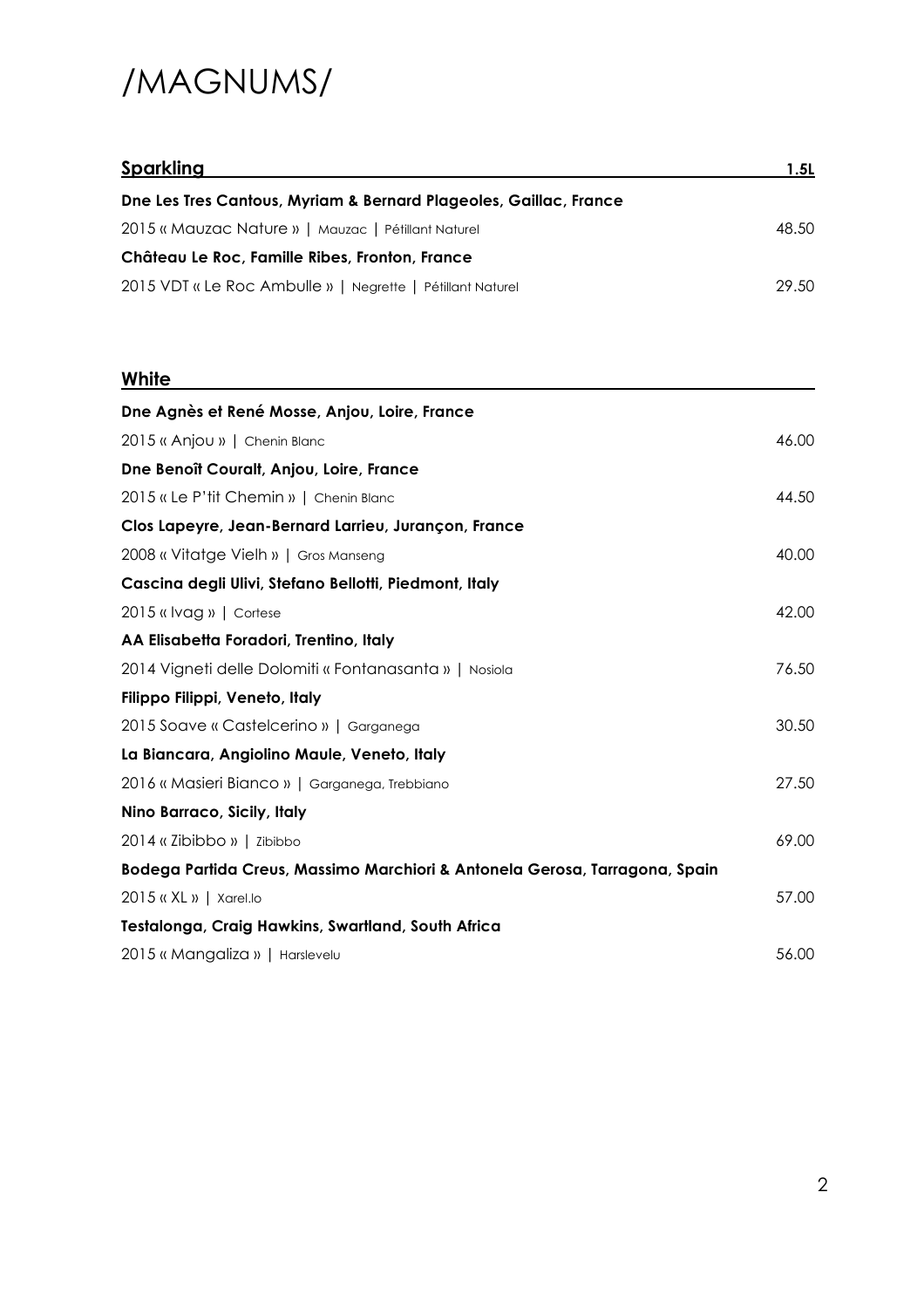# /MAGNUMS/

## Sparkling

| | 1.5L |
|---|---|
| **Dne Les Tres Cantous, Myriam & Bernard Plageoles, Gaillac, France** | |
| 2015 « Mauzac Nature » \| Mauzac \| Pétillant Naturel | 48.50 |
| **Château Le Roc, Famille Ribes, Fronton, France** | |
| 2015 VDT « Le Roc Ambulle » \| Negrette \| Pétillant Naturel | 29.50 |

## White

| | |
|---|---|
| **Dne Agnès et René Mosse, Anjou, Loire, France** | |
| 2015 « Anjou » \| Chenin Blanc | 46.00 |
| **Dne Benoît Couralt, Anjou, Loire, France** | |
| 2015 « Le P'tit Chemin » \| Chenin Blanc | 44.50 |
| **Clos Lapeyre, Jean-Bernard Larrieu, Jurançon, France** | |
| 2008 « Vitatge Vielh » \| Gros Manseng | 40.00 |
| **Cascina degli Ulivi, Stefano Bellotti, Piedmont, Italy** | |
| 2015 « Ivag » \| Cortese | 42.00 |
| **AA Elisabetta Foradori, Trentino, Italy** | |
| 2014 Vigneti delle Dolomiti « Fontanasanta » \| Nosiola | 76.50 |
| **Filippo Filippi, Veneto, Italy** | |
| 2015 Soave « Castelcerino » \| Garganega | 30.50 |
| **La Biancara, Angiolino Maule, Veneto, Italy** | |
| 2016 « Masieri Bianco » \| Garganega, Trebbiano | 27.50 |
| **Nino Barraco, Sicily, Italy** | |
| 2014 « Zibibbo » \| Zibibbo | 69.00 |
| **Bodega Partida Creus, Massimo Marchiori & Antonela Gerosa, Tarragona, Spain** | |
| 2015 « XL » \| Xarel.lo | 57.00 |
| **Testalonga, Craig Hawkins, Swartland, South Africa** | |
| 2015 « Mangaliza » \| Harslevelu | 56.00 |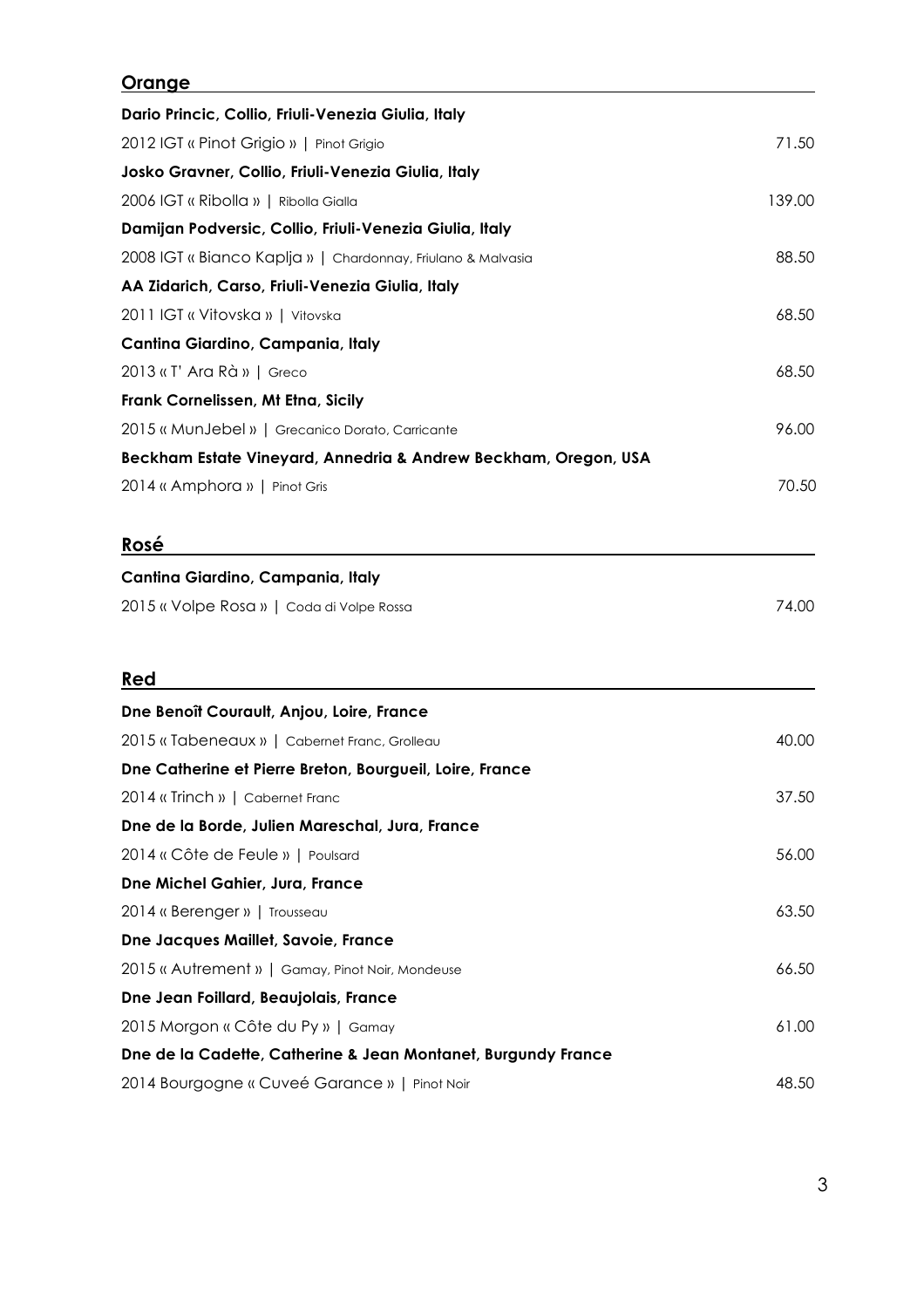## Orange

| | |
|---|---|
| **Dario Princic, Collio, Friuli-Venezia Giulia, Italy** | |
| 2012 IGT « Pinot Grigio » \| Pinot Grigio | 71.50 |
| **Josko Gravner, Collio, Friuli-Venezia Giulia, Italy** | |
| 2006 IGT « Ribolla » \| Ribolla Gialla | 139.00 |
| **Damijan Podversic, Collio, Friuli-Venezia Giulia, Italy** | |
| 2008 IGT « Bianco Kaplja » \| Chardonnay, Friulano & Malvasia | 88.50 |
| **AA Zidarich, Carso, Friuli-Venezia Giulia, Italy** | |
| 2011 IGT « Vitovska » \| Vitovska | 68.50 |
| **Cantina Giardino, Campania, Italy** | |
| 2013 « T' Ara Rà » \| Greco | 68.50 |
| **Frank Cornelissen, Mt Etna, Sicily** | |
| 2015 « MunJebel » \| Grecanico Dorato, Carricante | 96.00 |
| **Beckham Estate Vineyard, Annedria & Andrew Beckham, Oregon, USA** | |
| 2014 « Amphora » \| Pinot Gris | 70.50 |

## Rosé

| | |
|---|---|
| **Cantina Giardino, Campania, Italy** | |
| 2015 « Volpe Rosa » \| Coda di Volpe Rossa | 74.00 |

## Red

| | |
|---|---|
| **Dne Benoît Courault, Anjou, Loire, France** | |
| 2015 « Tabeneaux » \| Cabernet Franc, Grolleau | 40.00 |
| **Dne Catherine et Pierre Breton, Bourgueil, Loire, France** | |
| 2014 « Trinch » \| Cabernet Franc | 37.50 |
| **Dne de la Borde, Julien Mareschal, Jura, France** | |
| 2014 « Côte de Feule » \| Poulsard | 56.00 |
| **Dne Michel Gahier, Jura, France** | |
| 2014 « Berenger » \| Trousseau | 63.50 |
| **Dne Jacques Maillet, Savoie, France** | |
| 2015 « Autrement » \| Gamay, Pinot Noir, Mondeuse | 66.50 |
| **Dne Jean Foillard, Beaujolais, France** | |
| 2015 Morgon « Côte du Py » \| Gamay | 61.00 |
| **Dne de la Cadette, Catherine & Jean Montanet, Burgundy France** | |
| 2014 Bourgogne « Cuveé Garance » \| Pinot Noir | 48.50 |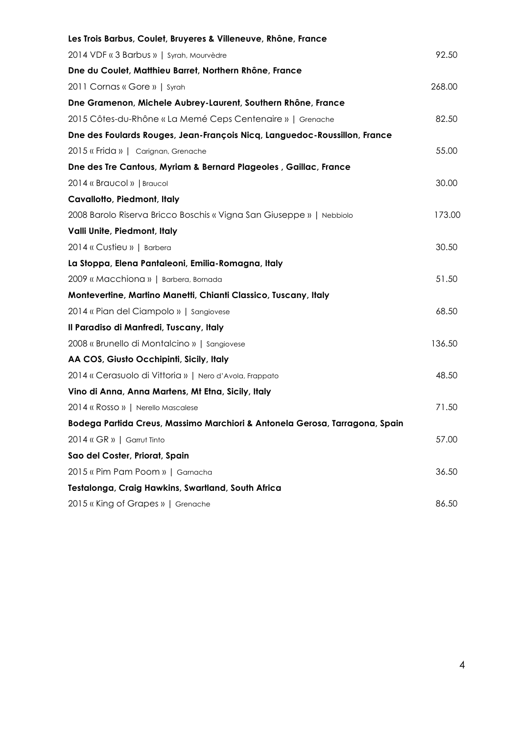**Les Trois Barbus, Coulet, Bruyeres & Villeneuve, Rhône, France**

2014 VDF « 3 Barbus » | Syrah, Mourvèdre — 92.50

**Dne du Coulet, Matthieu Barret, Northern Rhône, France**

2011 Cornas « Gore » | Syrah — 268.00

**Dne Gramenon, Michele Aubrey-Laurent, Southern Rhône, France**

2015 Côtes-du-Rhône « La Memé Ceps Centenaire » | Grenache — 82.50

**Dne des Foulards Rouges, Jean-François Nicq, Languedoc-Roussillon, France**

2015 « Frida » | Carignan, Grenache — 55.00

**Dne des Tre Cantous, Myriam & Bernard Plageoles , Gaillac, France**

2014 « Braucol » | Braucol — 30.00

**Cavallotto, Piedmont, Italy**

2008 Barolo Riserva Bricco Boschis « Vigna San Giuseppe » | Nebbiolo — 173.00

**Valli Unite, Piedmont, Italy**

2014 « Custieu » | Barbera — 30.50

**La Stoppa, Elena Pantaleoni, Emilia-Romagna, Italy**

2009 « Macchiona » | Barbera, Bornada — 51.50

**Montevertine, Martino Manetti, Chianti Classico, Tuscany, Italy**

2014 « Pian del Ciampolo » | Sangiovese — 68.50

**Il Paradiso di Manfredi, Tuscany, Italy**

2008 « Brunello di Montalcino » | Sangiovese — 136.50

**AA COS, Giusto Occhipinti, Sicily, Italy**

2014 « Cerasuolo di Vittoria » | Nero d'Avola, Frappato — 48.50

**Vino di Anna, Anna Martens, Mt Etna, Sicily, Italy**

2014 « Rosso » | Nerello Mascalese — 71.50

**Bodega Partida Creus, Massimo Marchiori & Antonela Gerosa, Tarragona, Spain**

2014 « GR » | Garrut Tinto — 57.00

**Sao del Coster, Priorat, Spain**

2015 « Pim Pam Poom » | Garnacha — 36.50

**Testalonga, Craig Hawkins, Swartland, South Africa**

2015 « King of Grapes » | Grenache — 86.50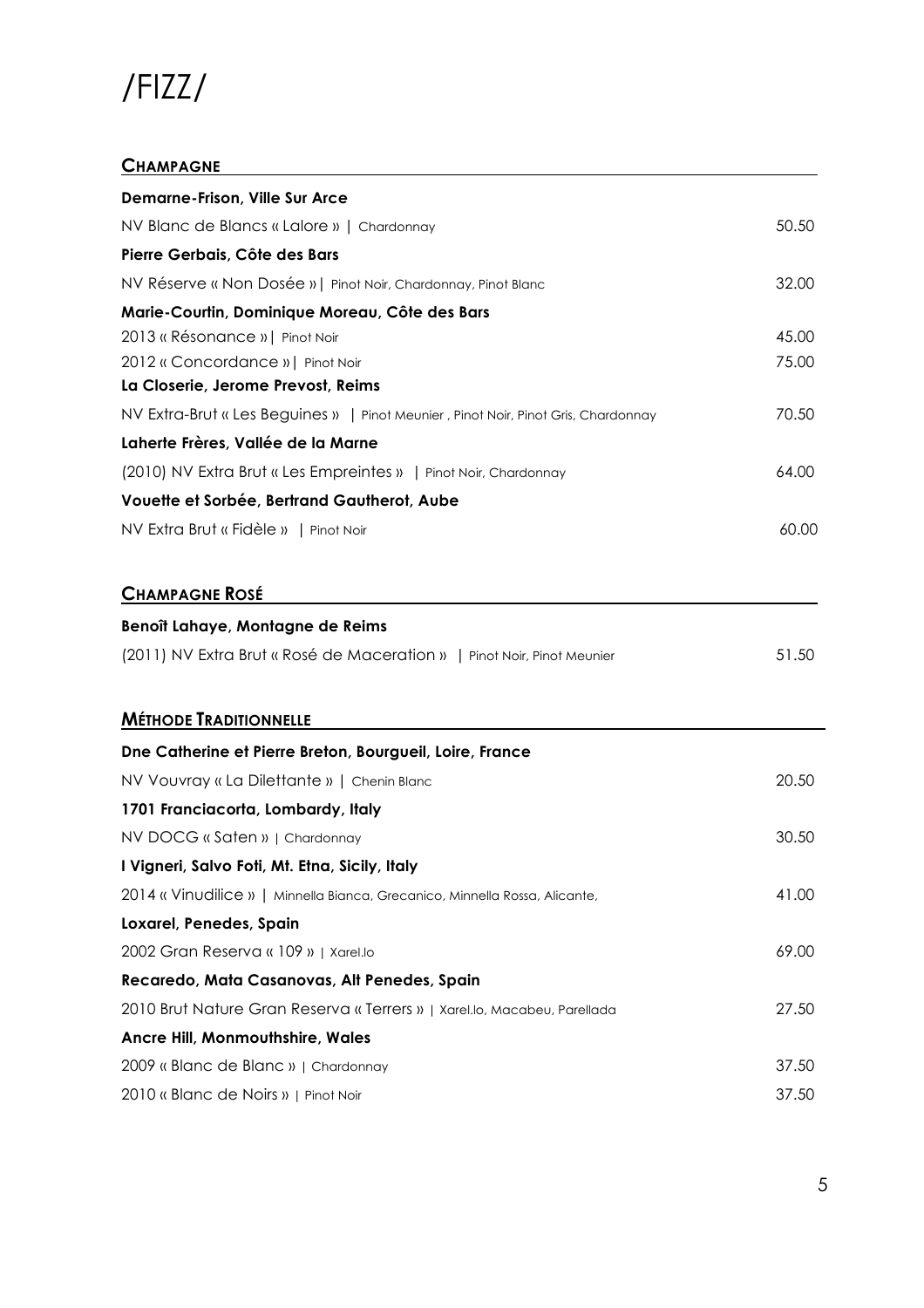# /FIZZ/

## Champagne

| | |
|---|---|
| **Demarne-Frison, Ville Sur Arce** | |
| NV Blanc de Blancs « Lalore » \| Chardonnay | 50.50 |
| **Pierre Gerbais, Côte des Bars** | |
| NV Réserve « Non Dosée »\| Pinot Noir, Chardonnay, Pinot Blanc | 32.00 |
| **Marie-Courtin, Dominique Moreau, Côte des Bars** | |
| 2013 « Résonance »\| Pinot Noir | 45.00 |
| 2012 « Concordance »\| Pinot Noir | 75.00 |
| **La Closerie, Jerome Prevost, Reims** | |
| NV Extra-Brut « Les Beguines » \| Pinot Meunier , Pinot Noir, Pinot Gris, Chardonnay | 70.50 |
| **Laherte Frères, Vallée de la Marne** | |
| (2010) NV Extra Brut « Les Empreintes » \| Pinot Noir, Chardonnay | 64.00 |
| **Vouette et Sorbée, Bertrand Gautherot, Aube** | |
| NV Extra Brut « Fidèle » \| Pinot Noir | 60.00 |

## Champagne Rosé

| | |
|---|---|
| **Benoît Lahaye, Montagne de Reims** | |
| (2011) NV Extra Brut « Rosé de Maceration » \| Pinot Noir, Pinot Meunier | 51.50 |

## Méthode Traditionnelle

| | |
|---|---|
| **Dne Catherine et Pierre Breton, Bourgueil, Loire, France** | |
| NV Vouvray « La Dilettante » \| Chenin Blanc | 20.50 |
| **1701 Franciacorta, Lombardy, Italy** | |
| NV DOCG « Saten » \| Chardonnay | 30.50 |
| **I Vigneri, Salvo Foti, Mt. Etna, Sicily, Italy** | |
| 2014 « Vinudilice » \| Minnella Bianca, Grecanico, Minnella Rossa, Alicante, | 41.00 |
| **Loxarel, Penedes, Spain** | |
| 2002 Gran Reserva « 109 » \| Xarel.lo | 69.00 |
| **Recaredo, Mata Casanovas, Alt Penedes, Spain** | |
| 2010 Brut Nature Gran Reserva « Terrers » \| Xarel.lo, Macabeu, Parellada | 27.50 |
| **Ancre Hill, Monmouthshire, Wales** | |
| 2009 « Blanc de Blanc » \| Chardonnay | 37.50 |
| 2010 « Blanc de Noirs » \| Pinot Noir | 37.50 |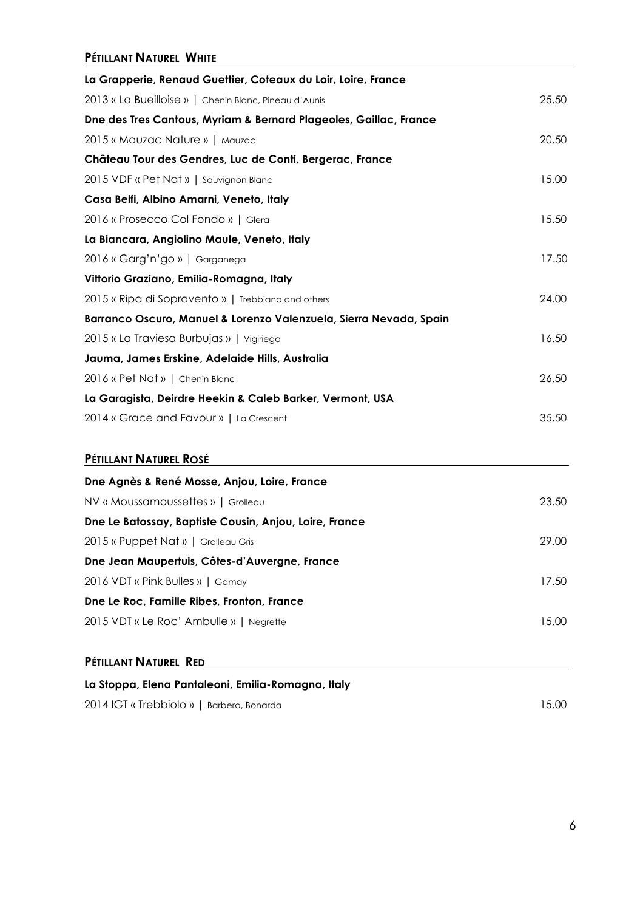## PÉTILLANT NATUREL WHITE

**La Grapperie, Renaud Guettier, Coteaux du Loir, Loire, France**

2013 « La Bueilloise » | Chenin Blanc, Pineau d'Aunis — 25.50

**Dne des Tres Cantous, Myriam & Bernard Plageoles, Gaillac, France**

2015 « Mauzac Nature » | Mauzac — 20.50

**Château Tour des Gendres, Luc de Conti, Bergerac, France**

2015 VDF « Pet Nat » | Sauvignon Blanc — 15.00

**Casa Belfi, Albino Amarni, Veneto, Italy**

2016 « Prosecco Col Fondo » | Glera — 15.50

**La Biancara, Angiolino Maule, Veneto, Italy**

2016 « Garg'n'go » | Garganega — 17.50

**Vittorio Graziano, Emilia-Romagna, Italy**

2015 « Ripa di Sopravento » | Trebbiano and others — 24.00

**Barranco Oscuro, Manuel & Lorenzo Valenzuela, Sierra Nevada, Spain**

2015 « La Traviesa Burbujas » | Vigiriega — 16.50

**Jauma, James Erskine, Adelaide Hills, Australia**

2016 « Pet Nat » | Chenin Blanc — 26.50

**La Garagista, Deirdre Heekin & Caleb Barker, Vermont, USA**

2014 « Grace and Favour » | La Crescent — 35.50

## PÉTILLANT NATUREL ROSÉ

**Dne Agnès & René Mosse, Anjou, Loire, France**

NV « Moussamoussettes » | Grolleau — 23.50

**Dne Le Batossay, Baptiste Cousin, Anjou, Loire, France**

2015 « Puppet Nat » | Grolleau Gris — 29.00

**Dne Jean Maupertuis, Côtes-d'Auvergne, France**

2016 VDT « Pink Bulles » | Gamay — 17.50

**Dne Le Roc, Famille Ribes, Fronton, France**

2015 VDT « Le Roc' Ambulle » | Negrette — 15.00

## PÉTILLANT NATUREL RED

**La Stoppa, Elena Pantaleoni, Emilia-Romagna, Italy**

2014 IGT « Trebbiolo » | Barbera, Bonarda — 15.00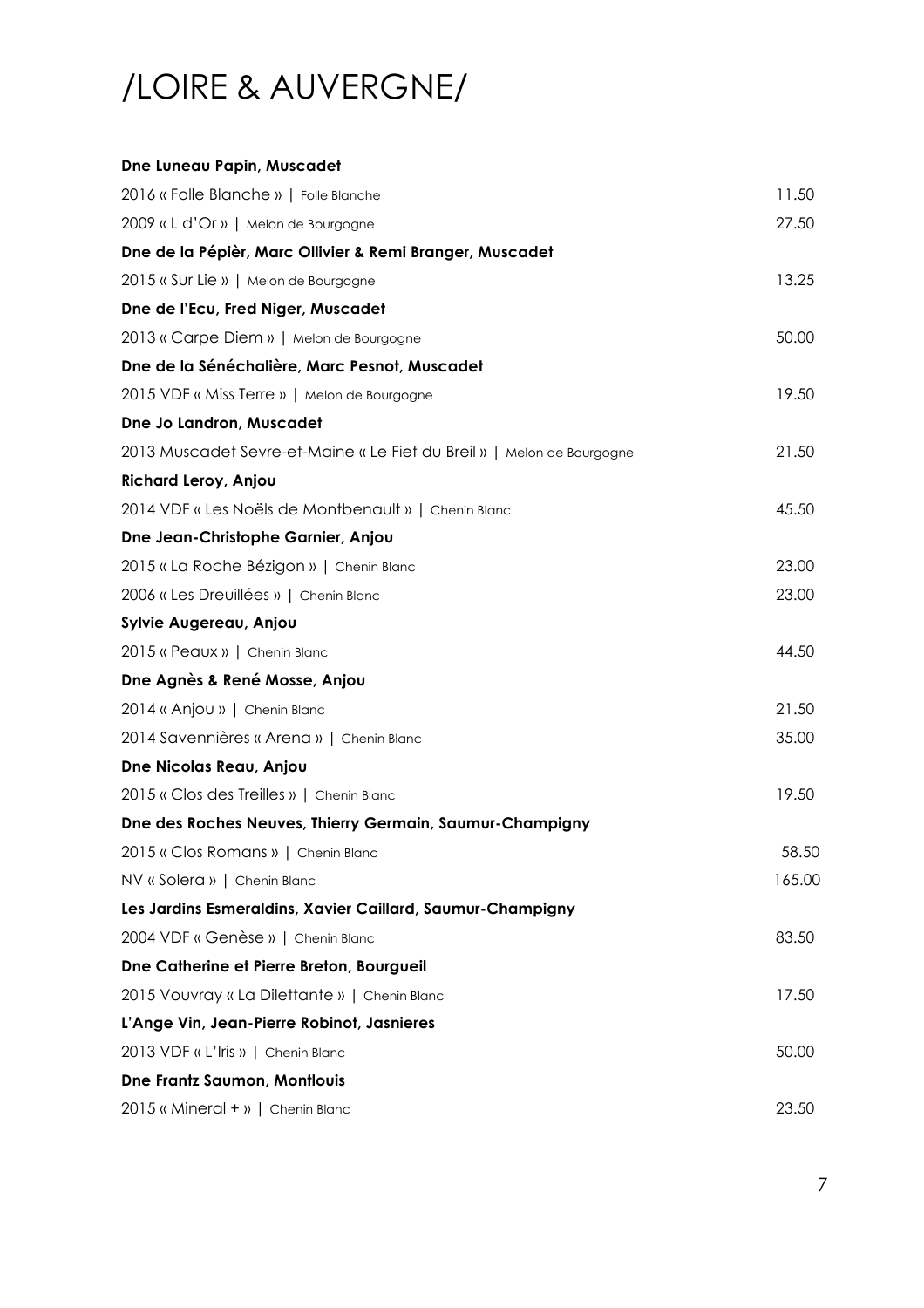# /LOIRE & AUVERGNE/

**Dne Luneau Papin, Muscadet**

2016 « Folle Blanche » | Folle Blanche — 11.50

2009 « L d'Or » | Melon de Bourgogne — 27.50

**Dne de la Pépièr, Marc Ollivier & Remi Branger, Muscadet**

2015 « Sur Lie » | Melon de Bourgogne — 13.25

**Dne de l'Ecu, Fred Niger, Muscadet**

2013 « Carpe Diem » | Melon de Bourgogne — 50.00

**Dne de la Sénéchalière, Marc Pesnot, Muscadet**

2015 VDF « Miss Terre » | Melon de Bourgogne — 19.50

**Dne Jo Landron, Muscadet**

2013 Muscadet Sevre-et-Maine « Le Fief du Breil » | Melon de Bourgogne — 21.50

**Richard Leroy, Anjou**

2014 VDF « Les Noëls de Montbenault » | Chenin Blanc — 45.50

**Dne Jean-Christophe Garnier, Anjou**

2015 « La Roche Bézigon » | Chenin Blanc — 23.00

2006 « Les Dreuillées » | Chenin Blanc — 23.00

**Sylvie Augereau, Anjou**

2015 « Peaux » | Chenin Blanc — 44.50

**Dne Agnès & René Mosse, Anjou**

2014 « Anjou » | Chenin Blanc — 21.50

2014 Savennières « Arena » | Chenin Blanc — 35.00

**Dne Nicolas Reau, Anjou**

2015 « Clos des Treilles » | Chenin Blanc — 19.50

**Dne des Roches Neuves, Thierry Germain, Saumur-Champigny**

2015 « Clos Romans » | Chenin Blanc — 58.50

NV « Solera » | Chenin Blanc — 165.00

**Les Jardins Esmeraldins, Xavier Caillard, Saumur-Champigny**

2004 VDF « Genèse » | Chenin Blanc — 83.50

**Dne Catherine et Pierre Breton, Bourgueil**

2015 Vouvray « La Dilettante » | Chenin Blanc — 17.50

**L'Ange Vin, Jean-Pierre Robinot, Jasnieres**

2013 VDF « L'Iris » | Chenin Blanc — 50.00

**Dne Frantz Saumon, Montlouis**

2015 « Mineral + » | Chenin Blanc — 23.50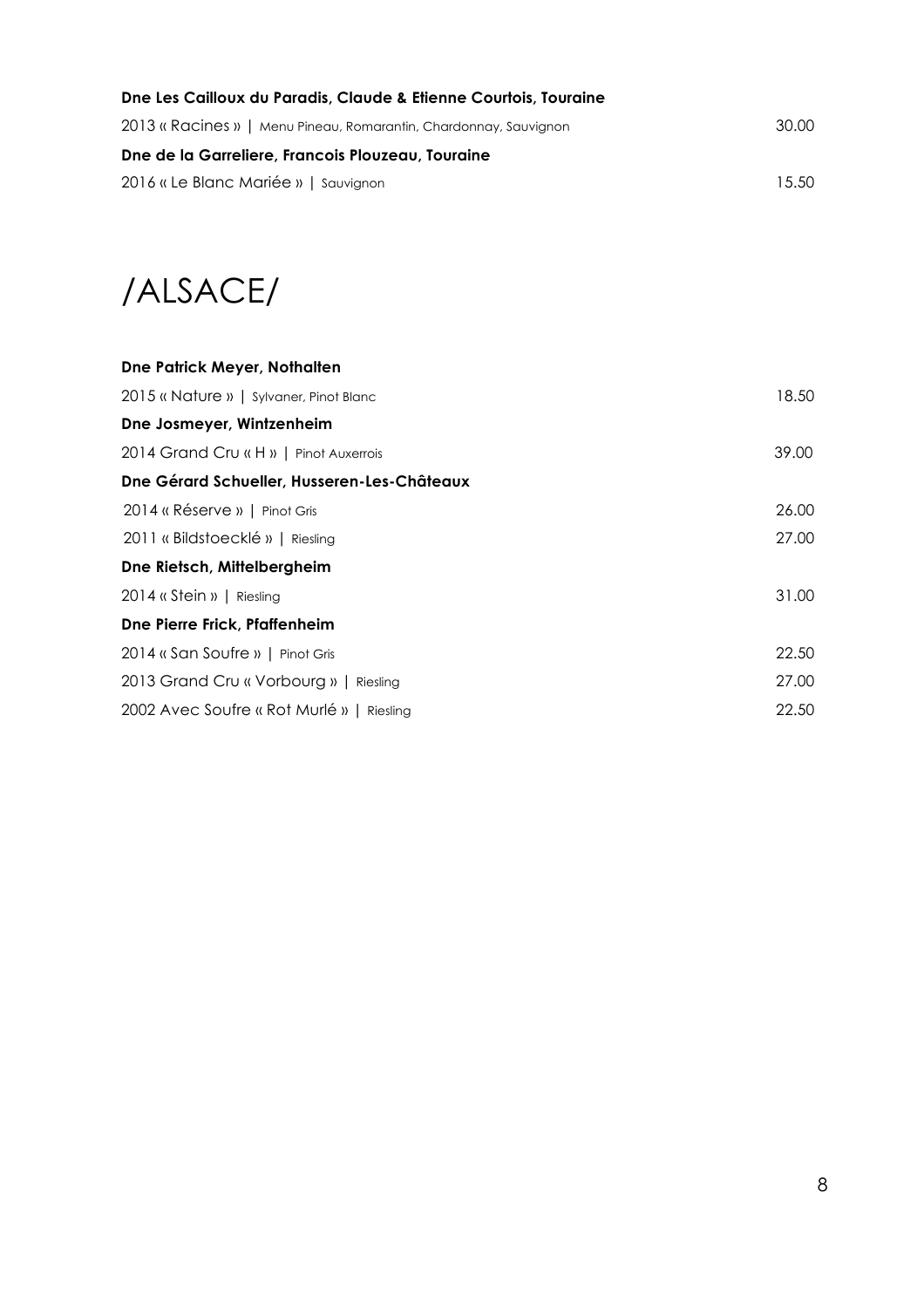**Dne Les Cailloux du Paradis, Claude & Etienne Courtois, Touraine**

| | |
|---|---|
| 2013 « Racines » \| Menu Pineau, Romarantin, Chardonnay, Sauvignon | 30.00 |

**Dne de la Garreliere, Francois Plouzeau, Touraine**

| | |
|---|---|
| 2016 « Le Blanc Mariée » \| Sauvignon | 15.50 |

# /ALSACE/

**Dne Patrick Meyer, Nothalten**

| | |
|---|---|
| 2015 « Nature » \| Sylvaner, Pinot Blanc | 18.50 |

**Dne Josmeyer, Wintzenheim**

| | |
|---|---|
| 2014 Grand Cru « H » \| Pinot Auxerrois | 39.00 |

**Dne Gérard Schueller, Husseren-Les-Châteaux**

| | |
|---|---|
| 2014 « Réserve » \| Pinot Gris | 26.00 |
| 2011 « Bildstoecklé » \| Riesling | 27.00 |

**Dne Rietsch, Mittelbergheim**

| | |
|---|---|
| 2014 « Stein » \| Riesling | 31.00 |

**Dne Pierre Frick, Pfaffenheim**

| | |
|---|---|
| 2014 « San Soufre » \| Pinot Gris | 22.50 |
| 2013 Grand Cru « Vorbourg » \| Riesling | 27.00 |
| 2002 Avec Soufre « Rot Murlé » \| Riesling | 22.50 |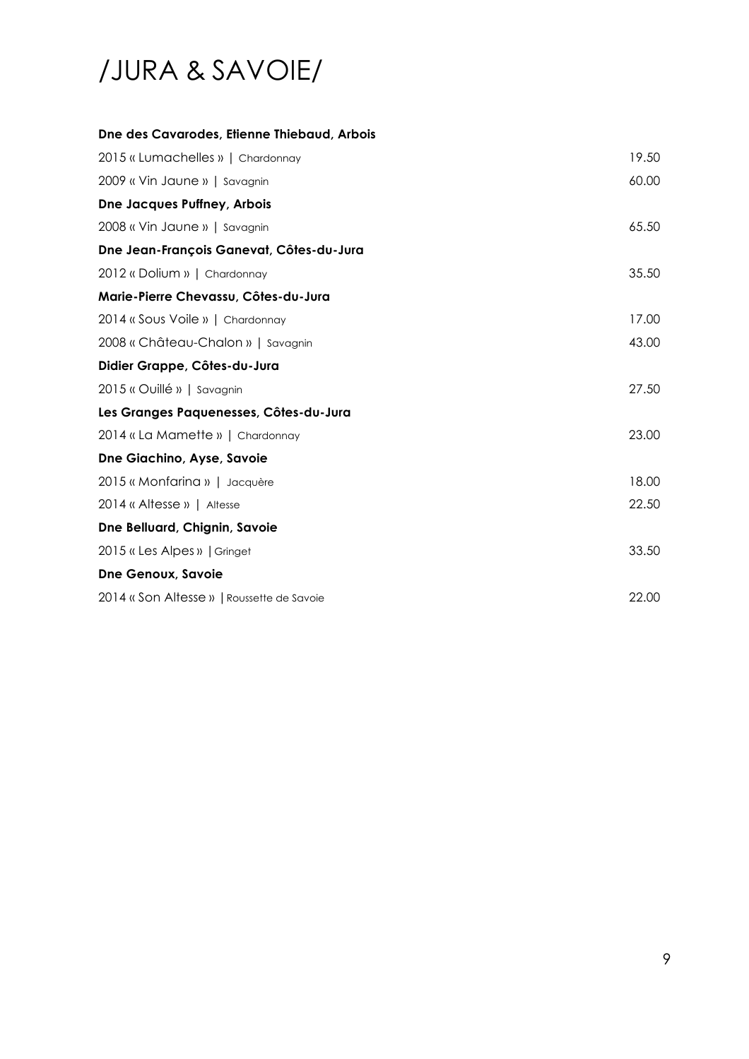# /JURA & SAVOIE/

| | |
|---|---|
| **Dne des Cavarodes, Etienne Thiebaud, Arbois** | |
| 2015 « Lumachelles » \| Chardonnay | 19.50 |
| 2009 « Vin Jaune » \| Savagnin | 60.00 |
| **Dne Jacques Puffney, Arbois** | |
| 2008 « Vin Jaune » \| Savagnin | 65.50 |
| **Dne Jean-François Ganevat, Côtes-du-Jura** | |
| 2012 « Dolium » \| Chardonnay | 35.50 |
| **Marie-Pierre Chevassu, Côtes-du-Jura** | |
| 2014 « Sous Voile » \| Chardonnay | 17.00 |
| 2008 « Château-Chalon » \| Savagnin | 43.00 |
| **Didier Grappe, Côtes-du-Jura** | |
| 2015 « Ouillé » \| Savagnin | 27.50 |
| **Les Granges Paquenesses, Côtes-du-Jura** | |
| 2014 « La Mamette » \| Chardonnay | 23.00 |
| **Dne Giachino, Ayse, Savoie** | |
| 2015 « Monfarina » \| Jacquère | 18.00 |
| 2014 « Altesse » \| Altesse | 22.50 |
| **Dne Belluard, Chignin, Savoie** | |
| 2015 « Les Alpes » \| Gringet | 33.50 |
| **Dne Genoux, Savoie** | |
| 2014 « Son Altesse » \| Roussette de Savoie | 22.00 |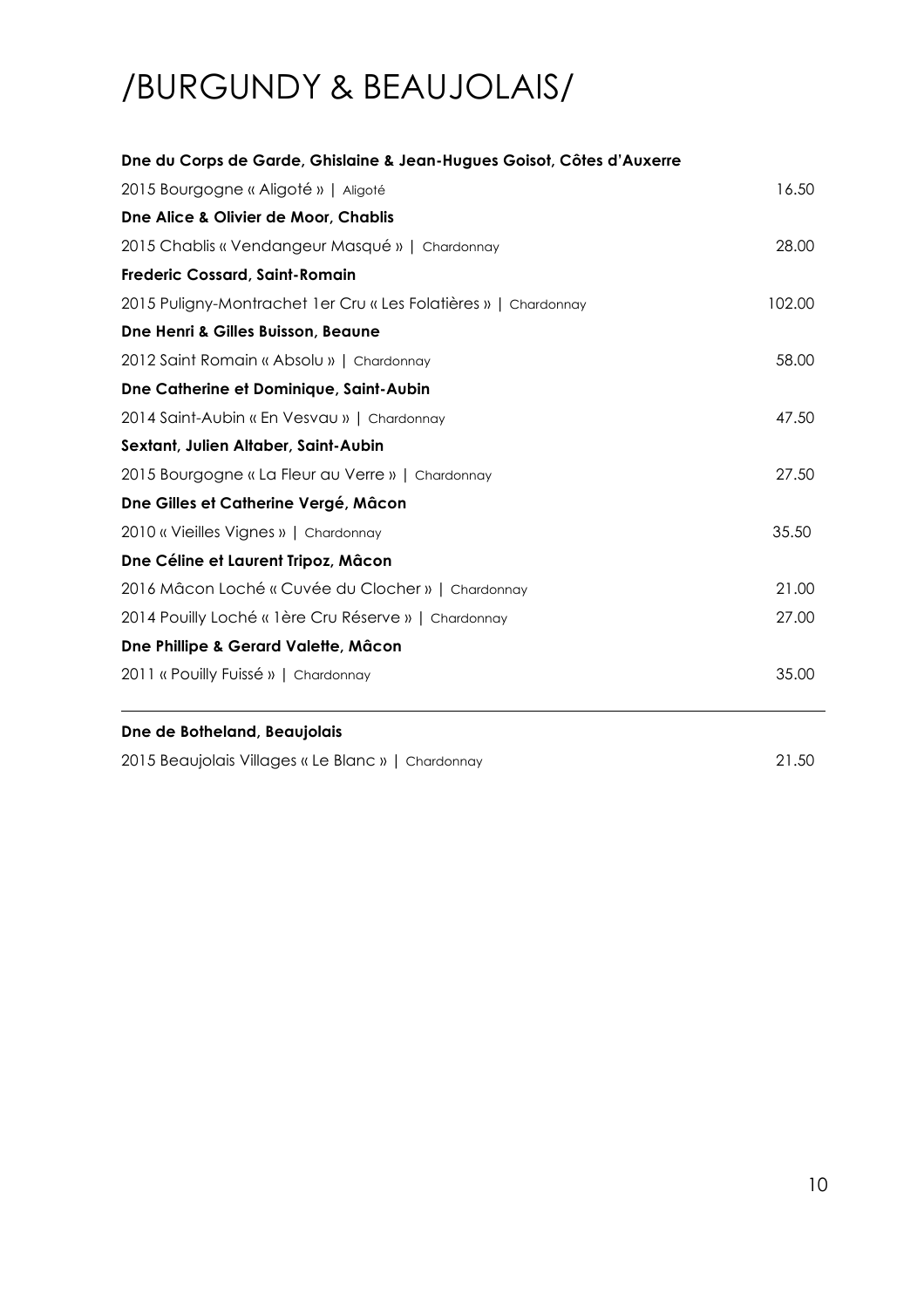# /BURGUNDY & BEAUJOLAIS/

**Dne du Corps de Garde, Ghislaine & Jean-Hugues Goisot, Côtes d'Auxerre**

2015 Bourgogne « Aligoté » | Aligoté 16.50

**Dne Alice & Olivier de Moor, Chablis**

2015 Chablis « Vendangeur Masqué » | Chardonnay 28.00

**Frederic Cossard, Saint-Romain**

2015 Puligny-Montrachet 1er Cru « Les Folatières » | Chardonnay 102.00

**Dne Henri & Gilles Buisson, Beaune**

2012 Saint Romain « Absolu » | Chardonnay 58.00

**Dne Catherine et Dominique, Saint-Aubin**

2014 Saint-Aubin « En Vesvau » | Chardonnay 47.50

**Sextant, Julien Altaber, Saint-Aubin**

2015 Bourgogne « La Fleur au Verre » | Chardonnay 27.50

**Dne Gilles et Catherine Vergé, Mâcon**

2010 « Vieilles Vignes » | Chardonnay 35.50

**Dne Céline et Laurent Tripoz, Mâcon**

2016 Mâcon Loché « Cuvée du Clocher » | Chardonnay 21.00

2014 Pouilly Loché « 1ère Cru Réserve » | Chardonnay 27.00

**Dne Phillipe & Gerard Valette, Mâcon**

2011 « Pouilly Fuissé » | Chardonnay 35.00

---

**Dne de Botheland, Beaujolais**

2015 Beaujolais Villages « Le Blanc » | Chardonnay 21.50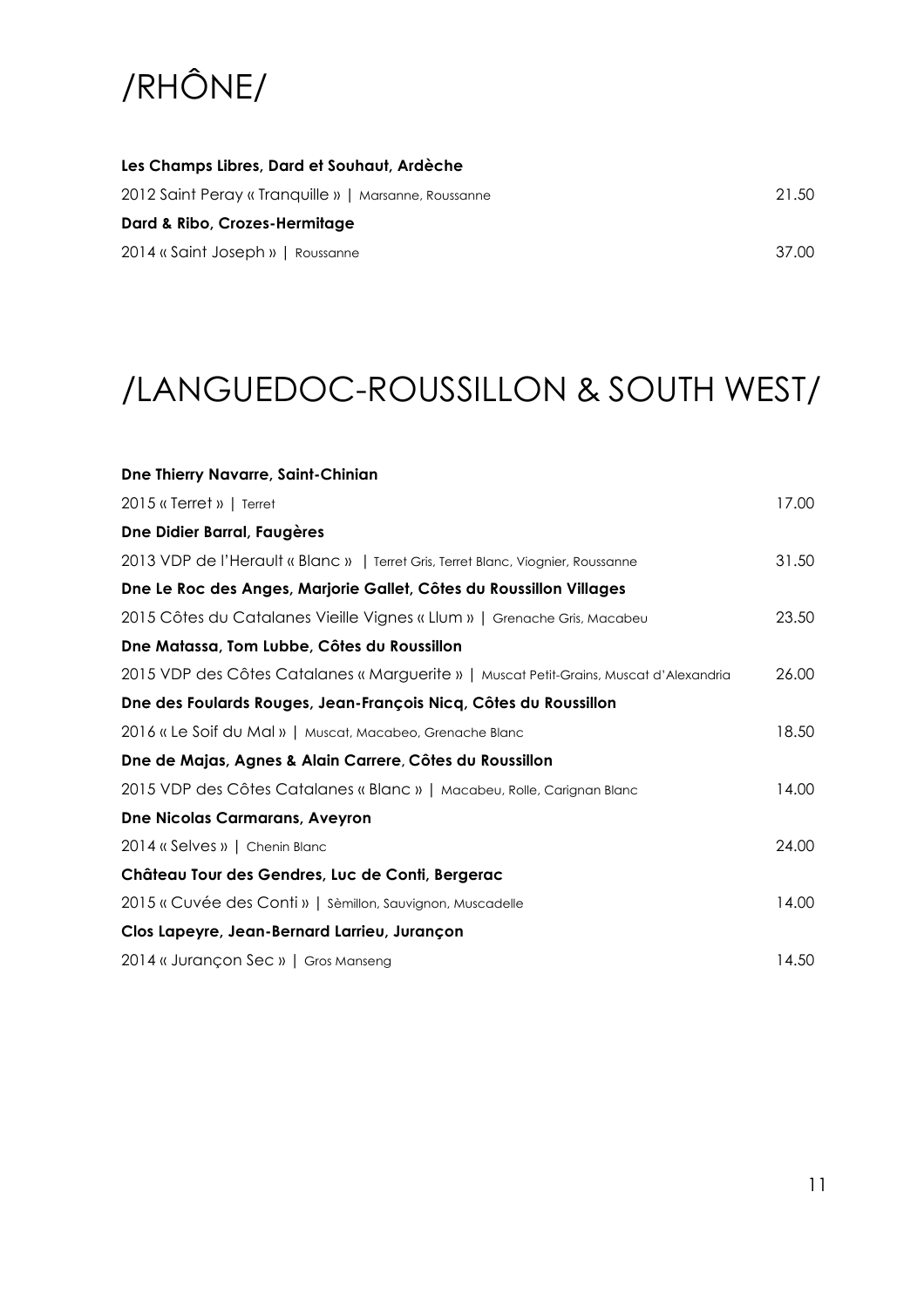# /RHÔNE/

**Les Champs Libres, Dard et Souhaut, Ardèche**

2012 Saint Peray « Tranquille » | Marsanne, Roussanne — 21.50

**Dard & Ribo, Crozes-Hermitage**

2014 « Saint Joseph » | Roussanne — 37.00

# /LANGUEDOC-ROUSSILLON & SOUTH WEST/

**Dne Thierry Navarre, Saint-Chinian**

2015 « Terret » | Terret — 17.00

**Dne Didier Barral, Faugères**

2013 VDP de l'Herault « Blanc » | Terret Gris, Terret Blanc, Viognier, Roussanne — 31.50

**Dne Le Roc des Anges, Marjorie Gallet, Côtes du Roussillon Villages**

2015 Côtes du Catalanes Vieille Vignes « Llum » | Grenache Gris, Macabeu — 23.50

**Dne Matassa, Tom Lubbe, Côtes du Roussillon**

2015 VDP des Côtes Catalanes « Marguerite » | Muscat Petit-Grains, Muscat d'Alexandria — 26.00

**Dne des Foulards Rouges, Jean-François Nicq, Côtes du Roussillon**

2016 « Le Soif du Mal » | Muscat, Macabeo, Grenache Blanc — 18.50

**Dne de Majas, Agnes & Alain Carrere, Côtes du Roussillon**

2015 VDP des Côtes Catalanes « Blanc » | Macabeu, Rolle, Carignan Blanc — 14.00

**Dne Nicolas Carmarans, Aveyron**

2014 « Selves » | Chenin Blanc — 24.00

**Château Tour des Gendres, Luc de Conti, Bergerac**

2015 « Cuvée des Conti » | Sèmillon, Sauvignon, Muscadelle — 14.00

**Clos Lapeyre, Jean-Bernard Larrieu, Jurançon**

2014 « Jurançon Sec » | Gros Manseng — 14.50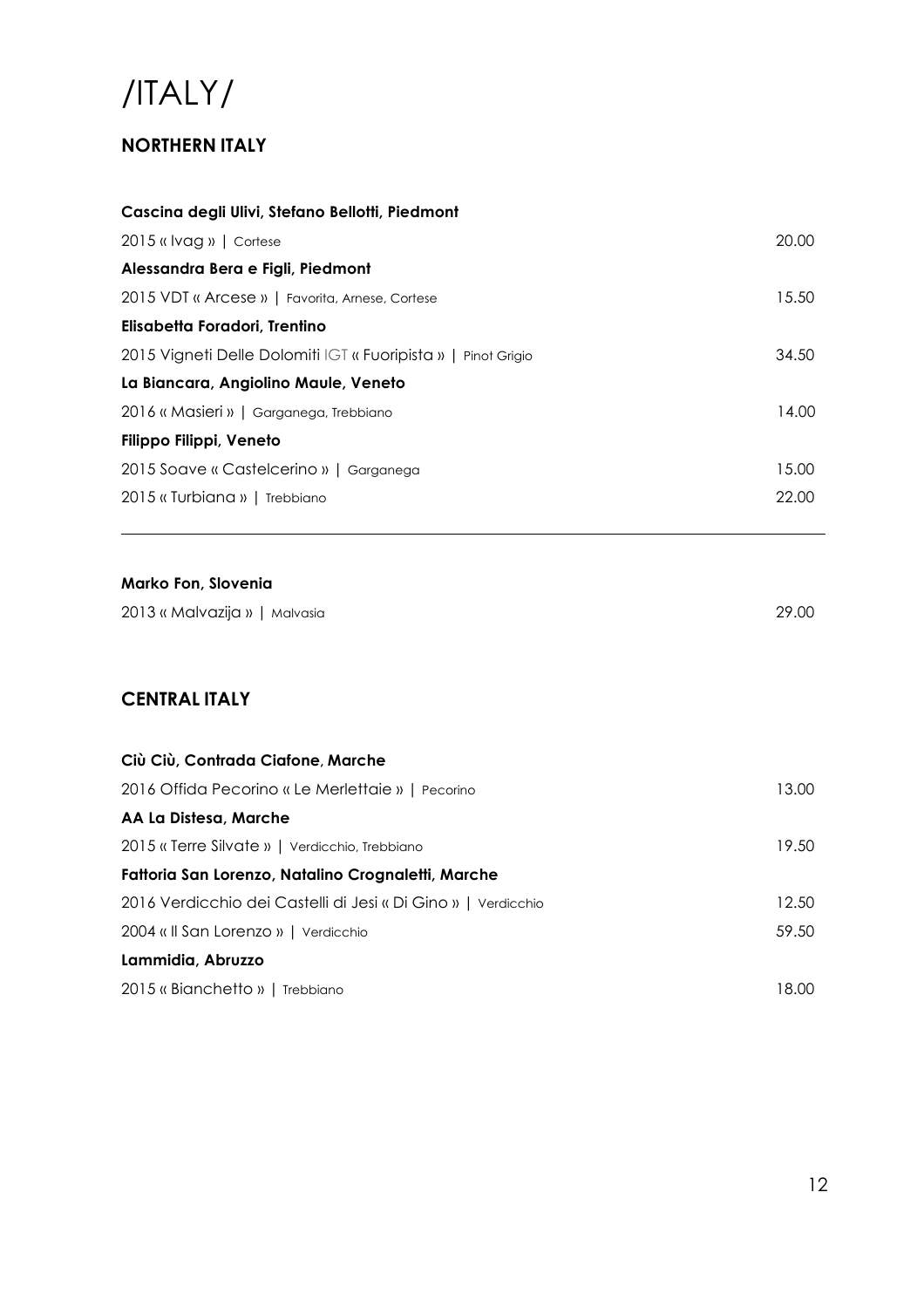# /ITALY/

## NORTHERN ITALY

| | |
|---|---|
| **Cascina degli Ulivi, Stefano Bellotti, Piedmont** | |
| 2015 « Ivag » \| Cortese | 20.00 |
| **Alessandra Bera e Figli, Piedmont** | |
| 2015 VDT « Arcese » \| Favorita, Arnese, Cortese | 15.50 |
| **Elisabetta Foradori, Trentino** | |
| 2015 Vigneti Delle Dolomiti IGT « Fuoripista » \| Pinot Grigio | 34.50 |
| **La Biancara, Angiolino Maule, Veneto** | |
| 2016 « Masieri » \| Garganega, Trebbiano | 14.00 |
| **Filippo Filippi, Veneto** | |
| 2015 Soave « Castelcerino » \| Garganega | 15.00 |
| 2015 « Turbiana » \| Trebbiano | 22.00 |

---

| | |
|---|---|
| **Marko Fon, Slovenia** | |
| 2013 « Malvazija » \| Malvasia | 29.00 |

## CENTRAL ITALY

| | |
|---|---|
| **Ciù Ciù, Contrada Ciafone, Marche** | |
| 2016 Offida Pecorino « Le Merlettaie » \| Pecorino | 13.00 |
| **AA La Distesa, Marche** | |
| 2015 « Terre Silvate » \| Verdicchio, Trebbiano | 19.50 |
| **Fattoria San Lorenzo, Natalino Crognaletti, Marche** | |
| 2016 Verdicchio dei Castelli di Jesi « Di Gino » \| Verdicchio | 12.50 |
| 2004 « Il San Lorenzo » \| Verdicchio | 59.50 |
| **Lammidia, Abruzzo** | |
| 2015 « Bianchetto » \| Trebbiano | 18.00 |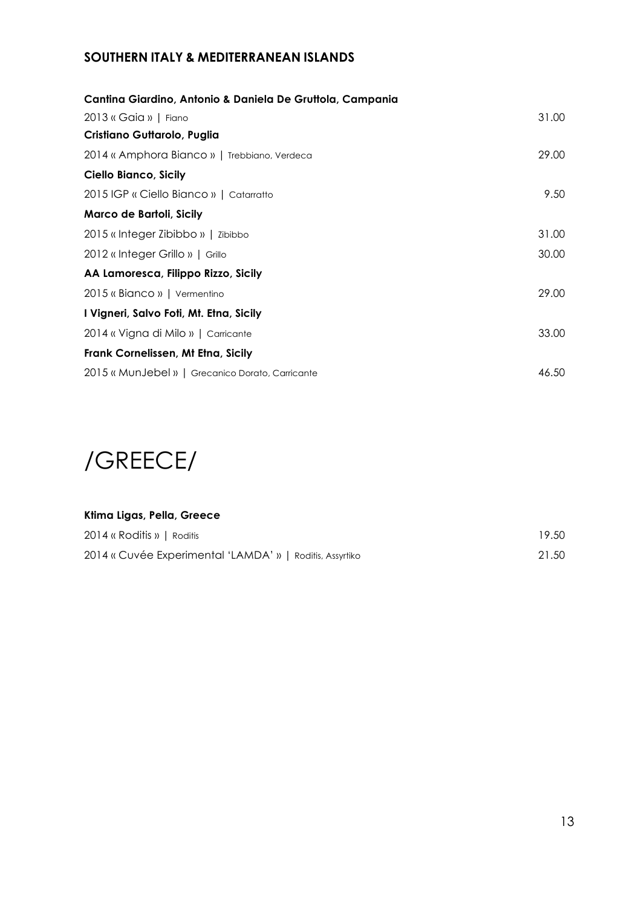## SOUTHERN ITALY & MEDITERRANEAN ISLANDS

| | |
|---|---|
| **Cantina Giardino, Antonio & Daniela De Gruttola, Campania** | |
| 2013 « Gaia » \| Fiano | 31.00 |
| **Cristiano Guttarolo, Puglia** | |
| 2014 « Amphora Bianco » \| Trebbiano, Verdeca | 29.00 |
| **Ciello Bianco, Sicily** | |
| 2015 IGP « Ciello Bianco » \| Catarratto | 9.50 |
| **Marco de Bartoli, Sicily** | |
| 2015 « Integer Zibibbo » \| Zibibbo | 31.00 |
| 2012 « Integer Grillo » \| Grillo | 30.00 |
| **AA Lamoresca, Filippo Rizzo, Sicily** | |
| 2015 « Bianco » \| Vermentino | 29.00 |
| **I Vigneri, Salvo Foti, Mt. Etna, Sicily** | |
| 2014 « Vigna di Milo » \| Carricante | 33.00 |
| **Frank Cornelissen, Mt Etna, Sicily** | |
| 2015 « MunJebel » \| Grecanico Dorato, Carricante | 46.50 |

# /GREECE/

| | |
|---|---|
| **Ktima Ligas, Pella, Greece** | |
| 2014 « Roditis » \| Roditis | 19.50 |
| 2014 « Cuvée Experimental 'LAMDA' » \| Roditis, Assyrtiko | 21.50 |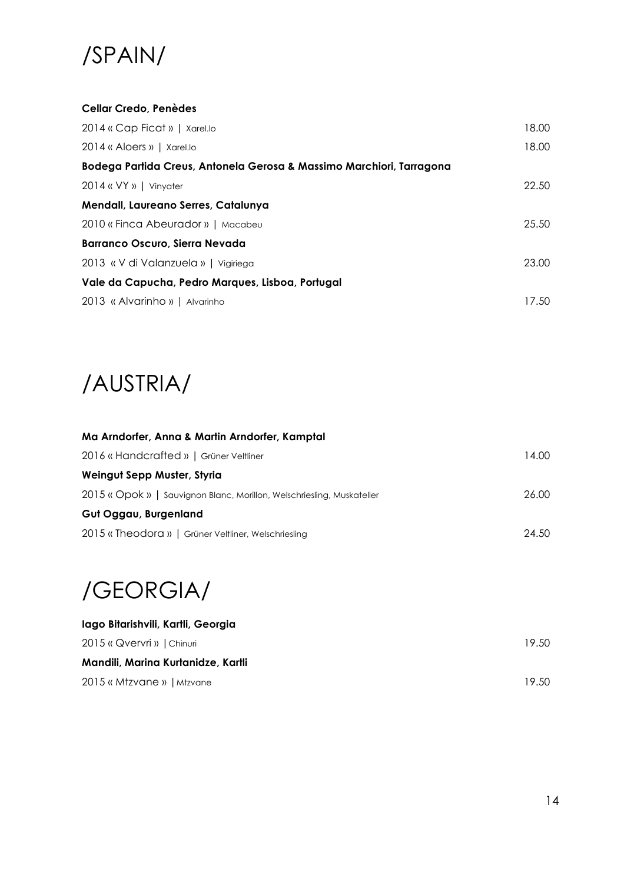# /SPAIN/

**Cellar Credo, Penèdes**

2014 « Cap Ficat » | Xarel.lo 18.00

2014 « Aloers » | Xarel.lo 18.00

**Bodega Partida Creus, Antonela Gerosa & Massimo Marchiori, Tarragona**

2014 « VY » | Vinyater 22.50

**Mendall, Laureano Serres, Catalunya**

2010 « Finca Abeurador » | Macabeu 25.50

**Barranco Oscuro, Sierra Nevada**

2013 « V di Valanzuela » | Vigiriega 23.00

**Vale da Capucha, Pedro Marques, Lisboa, Portugal**

2013 « Alvarinho » | Alvarinho 17.50

# /AUSTRIA/

**Ma Arndorfer, Anna & Martin Arndorfer, Kamptal**

2016 « Handcrafted » | Grüner Veltliner 14.00

**Weingut Sepp Muster, Styria**

2015 « Opok » | Sauvignon Blanc, Morillon, Welschriesling, Muskateller 26.00

**Gut Oggau, Burgenland**

2015 « Theodora » | Grüner Veltliner, Welschriesling 24.50

# /GEORGIA/

**Iago Bitarishvili, Kartli, Georgia**

2015 « Qvervri » | Chinuri 19.50

**Mandili, Marina Kurtanidze, Kartli**

2015 « Mtzvane » | Mtzvane 19.50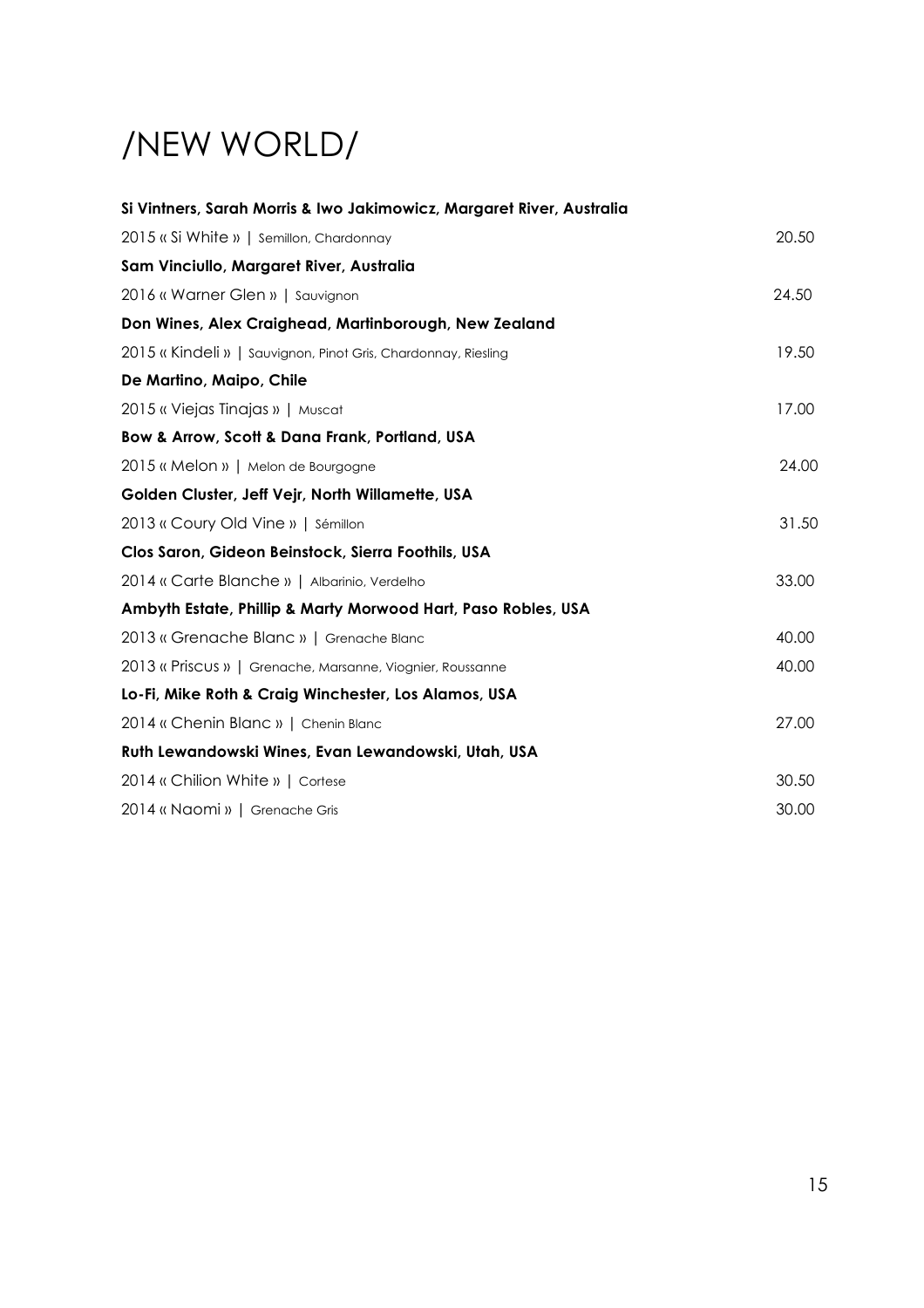# /NEW WORLD/

**Si Vintners, Sarah Morris & Iwo Jakimowicz, Margaret River, Australia**

2015 « Si White » | Semillon, Chardonnay — 20.50

**Sam Vinciullo, Margaret River, Australia**

2016 « Warner Glen » | Sauvignon — 24.50

**Don Wines, Alex Craighead, Martinborough, New Zealand**

2015 « Kindeli » | Sauvignon, Pinot Gris, Chardonnay, Riesling — 19.50

**De Martino, Maipo, Chile**

2015 « Viejas Tinajas » | Muscat — 17.00

**Bow & Arrow, Scott & Dana Frank, Portland, USA**

2015 « Melon » | Melon de Bourgogne — 24.00

**Golden Cluster, Jeff Vejr, North Willamette, USA**

2013 « Coury Old Vine » | Sémillon — 31.50

**Clos Saron, Gideon Beinstock, Sierra Foothils, USA**

2014 « Carte Blanche » | Albarinio, Verdelho — 33.00

**Ambyth Estate, Phillip & Marty Morwood Hart, Paso Robles, USA**

2013 « Grenache Blanc » | Grenache Blanc — 40.00

2013 « Priscus » | Grenache, Marsanne, Viognier, Roussanne — 40.00

**Lo-Fi, Mike Roth & Craig Winchester, Los Alamos, USA**

2014 « Chenin Blanc » | Chenin Blanc — 27.00

**Ruth Lewandowski Wines, Evan Lewandowski, Utah, USA**

2014 « Chilion White » | Cortese — 30.50

2014 « Naomi » | Grenache Gris — 30.00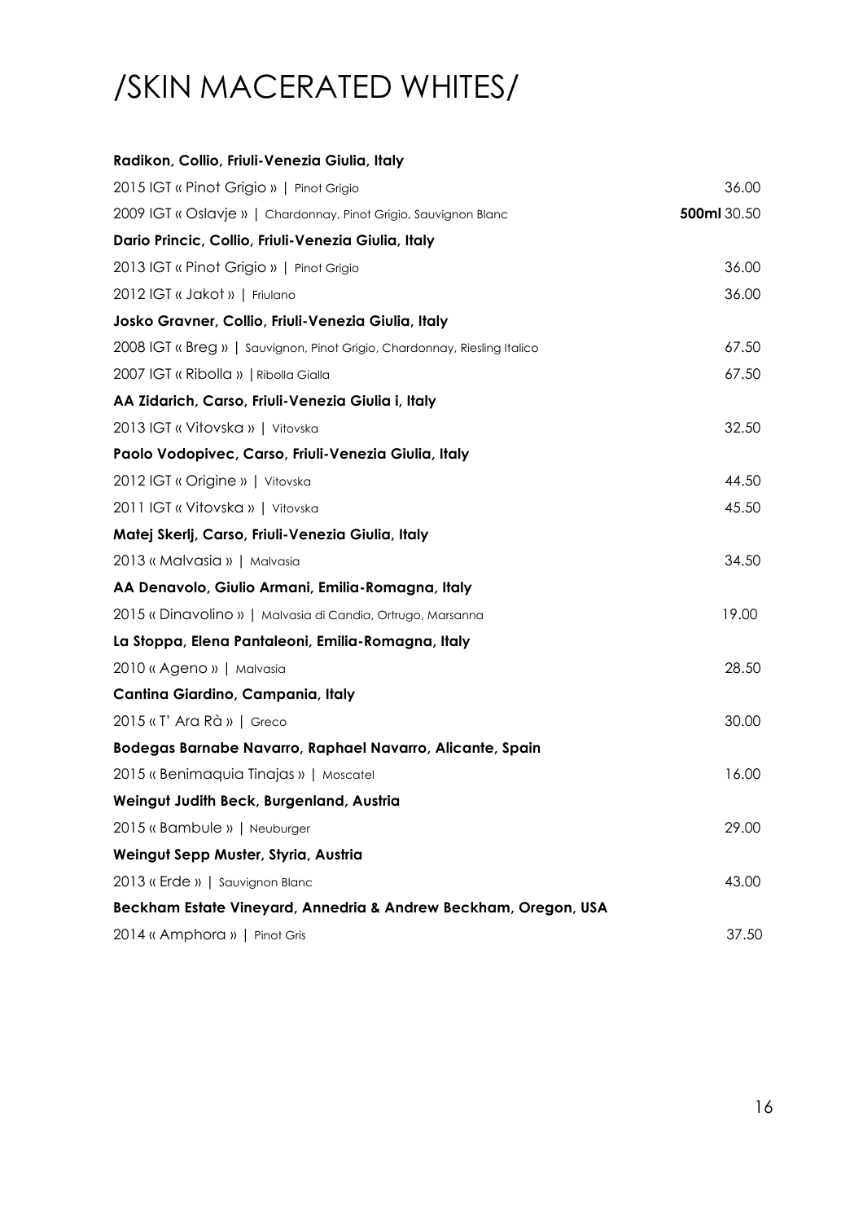# /SKIN MACERATED WHITES/

**Radikon, Collio, Friuli-Venezia Giulia, Italy**

2015 IGT « Pinot Grigio » | Pinot Grigio — 36.00

2009 IGT « Oslavje » | Chardonnay, Pinot Grigio, Sauvignon Blanc — **500ml** 30.50

**Dario Princic, Collio, Friuli-Venezia Giulia, Italy**

2013 IGT « Pinot Grigio » | Pinot Grigio — 36.00

2012 IGT « Jakot » | Friulano — 36.00

**Josko Gravner, Collio, Friuli-Venezia Giulia, Italy**

2008 IGT « Breg » | Sauvignon, Pinot Grigio, Chardonnay, Riesling Italico — 67.50

2007 IGT « Ribolla » | Ribolla Gialla — 67.50

**AA Zidarich, Carso, Friuli-Venezia Giulia i, Italy**

2013 IGT « Vitovska » | Vitovska — 32.50

**Paolo Vodopivec, Carso, Friuli-Venezia Giulia, Italy**

2012 IGT « Origine » | Vitovska — 44.50

2011 IGT « Vitovska » | Vitovska — 45.50

**Matej Skerlj, Carso, Friuli-Venezia Giulia, Italy**

2013 « Malvasia » | Malvasia — 34.50

**AA Denavolo, Giulio Armani, Emilia-Romagna, Italy**

2015 « Dinavolino » | Malvasia di Candia, Ortrugo, Marsanna — 19.00

**La Stoppa, Elena Pantaleoni, Emilia-Romagna, Italy**

2010 « Ageno » | Malvasia — 28.50

**Cantina Giardino, Campania, Italy**

2015 « T' Ara Rà » | Greco — 30.00

**Bodegas Barnabe Navarro, Raphael Navarro, Alicante, Spain**

2015 « Benimaquia Tinajas » | Moscatel — 16.00

**Weingut Judith Beck, Burgenland, Austria**

2015 « Bambule » | Neuburger — 29.00

**Weingut Sepp Muster, Styria, Austria**

2013 « Erde » | Sauvignon Blanc — 43.00

**Beckham Estate Vineyard, Annedria & Andrew Beckham, Oregon, USA**

2014 « Amphora » | Pinot Gris — 37.50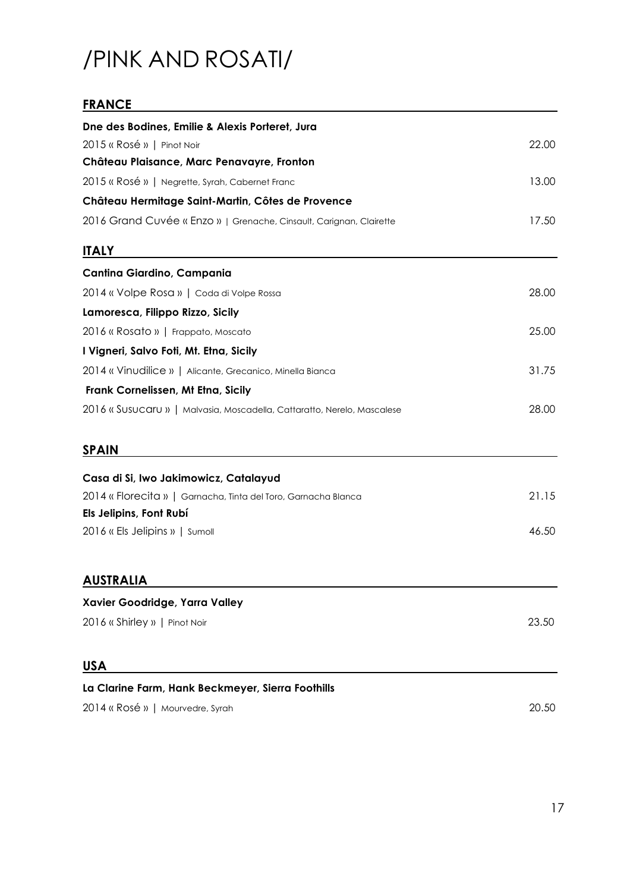# /PINK AND ROSATI/

## FRANCE

**Dne des Bodines, Emilie & Alexis Porteret, Jura**

2015 « Rosé » | Pinot Noir — 22.00

**Château Plaisance, Marc Penavayre, Fronton**

2015 « Rosé » | Negrette, Syrah, Cabernet Franc — 13.00

**Château Hermitage Saint-Martin, Côtes de Provence**

2016 Grand Cuvée « Enzo » | Grenache, Cinsault, Carignan, Clairette — 17.50

## ITALY

**Cantina Giardino, Campania**

2014 « Volpe Rosa » | Coda di Volpe Rossa — 28.00

**Lamoresca, Filippo Rizzo, Sicily**

2016 « Rosato » | Frappato, Moscato — 25.00

**I Vigneri, Salvo Foti, Mt. Etna, Sicily**

2014 « Vinudilice » | Alicante, Grecanico, Minella Bianca — 31.75

**Frank Cornelissen, Mt Etna, Sicily**

2016 « Susucaru » | Malvasia, Moscadella, Cattaratto, Nerelo, Mascalese — 28.00

## SPAIN

**Casa di Si, Iwo Jakimowicz, Catalayud**

2014 « Florecita » | Garnacha, Tinta del Toro, Garnacha Blanca — 21.15

**Els Jelipins, Font Rubí**

2016 « Els Jelipins » | Sumoll — 46.50

## AUSTRALIA

**Xavier Goodridge, Yarra Valley**

2016 « Shirley » | Pinot Noir — 23.50

## USA

**La Clarine Farm, Hank Beckmeyer, Sierra Foothills**

2014 « Rosé » | Mourvedre, Syrah — 20.50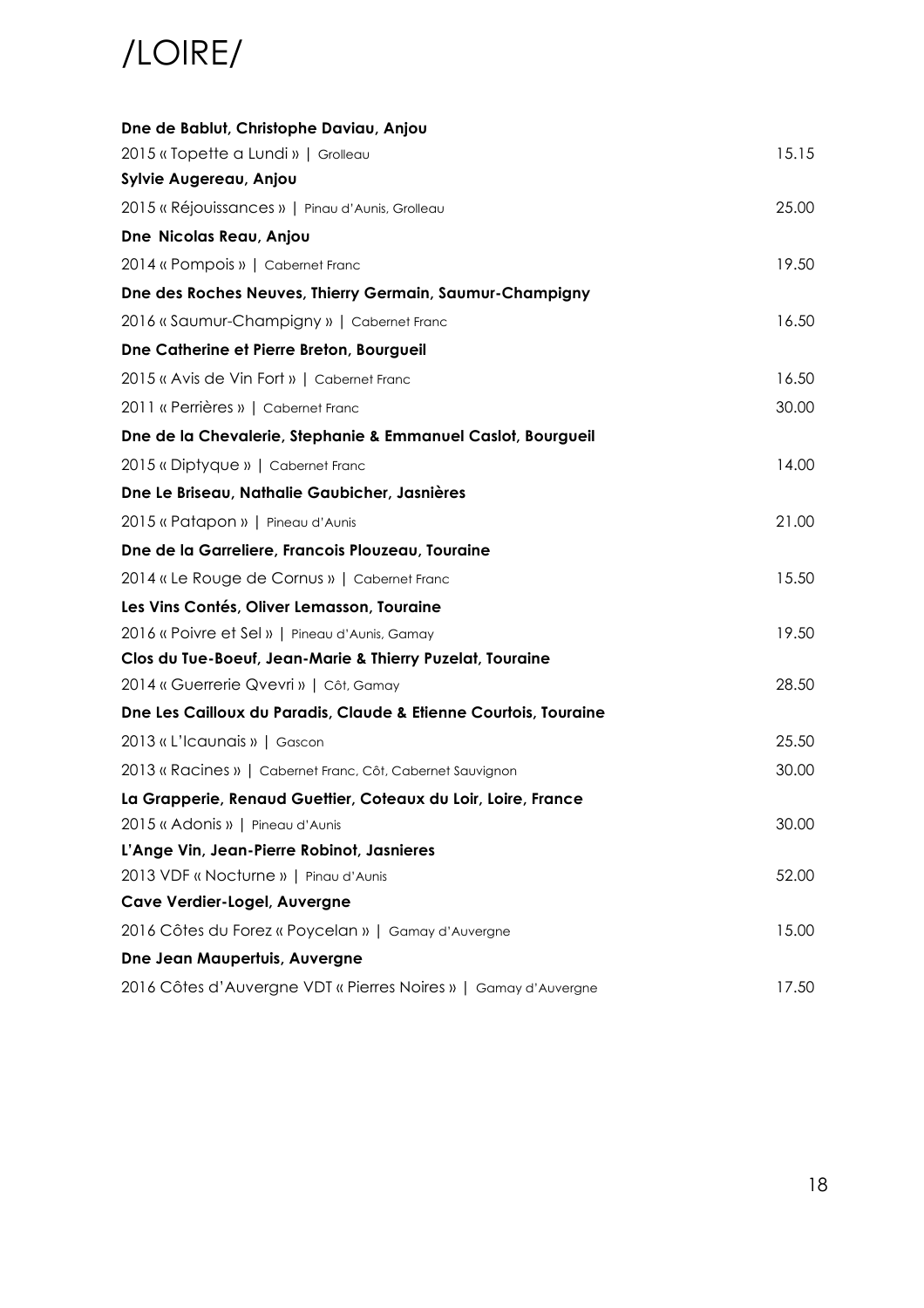# /LOIRE/

| | |
|---|---|
| **Dne de Bablut, Christophe Daviau, Anjou** | |
| 2015 « Topette a Lundi » \| Grolleau | 15.15 |
| **Sylvie Augereau, Anjou** | |
| 2015 « Réjouissances » \| Pinau d'Aunis, Grolleau | 25.00 |
| **Dne Nicolas Reau, Anjou** | |
| 2014 « Pompois » \| Cabernet Franc | 19.50 |
| **Dne des Roches Neuves, Thierry Germain, Saumur-Champigny** | |
| 2016 « Saumur-Champigny » \| Cabernet Franc | 16.50 |
| **Dne Catherine et Pierre Breton, Bourgueil** | |
| 2015 « Avis de Vin Fort » \| Cabernet Franc | 16.50 |
| 2011 « Perrières » \| Cabernet Franc | 30.00 |
| **Dne de la Chevalerie, Stephanie & Emmanuel Caslot, Bourgueil** | |
| 2015 « Diptyque » \| Cabernet Franc | 14.00 |
| **Dne Le Briseau, Nathalie Gaubicher, Jasnières** | |
| 2015 « Patapon » \| Pineau d'Aunis | 21.00 |
| **Dne de la Garreliere, Francois Plouzeau, Touraine** | |
| 2014 « Le Rouge de Cornus » \| Cabernet Franc | 15.50 |
| **Les Vins Contés, Oliver Lemasson, Touraine** | |
| 2016 « Poivre et Sel » \| Pineau d'Aunis, Gamay | 19.50 |
| **Clos du Tue-Boeuf, Jean-Marie & Thierry Puzelat, Touraine** | |
| 2014 « Guerrerie Qvevri » \| Côt, Gamay | 28.50 |
| **Dne Les Cailloux du Paradis, Claude & Etienne Courtois, Touraine** | |
| 2013 « L'Icaunais » \| Gascon | 25.50 |
| 2013 « Racines » \| Cabernet Franc, Côt, Cabernet Sauvignon | 30.00 |
| **La Grapperie, Renaud Guettier, Coteaux du Loir, Loire, France** | |
| 2015 « Adonis » \| Pineau d'Aunis | 30.00 |
| **L'Ange Vin, Jean-Pierre Robinot, Jasnieres** | |
| 2013 VDF « Nocturne » \| Pinau d'Aunis | 52.00 |
| **Cave Verdier-Logel, Auvergne** | |
| 2016 Côtes du Forez « Poycelan » \| Gamay d'Auvergne | 15.00 |
| **Dne Jean Maupertuis, Auvergne** | |
| 2016 Côtes d'Auvergne VDT « Pierres Noires » \| Gamay d'Auvergne | 17.50 |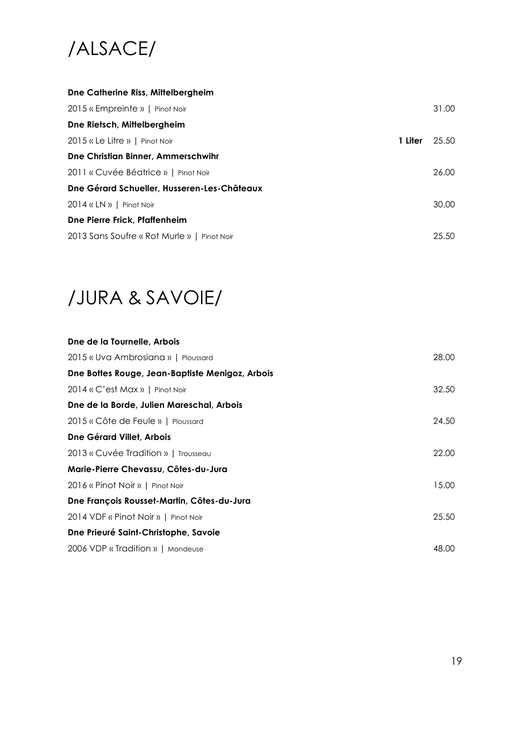# /ALSACE/

**Dne Catherine Riss, Mittelbergheim**

2015 « Empreinte » | Pinot Noir 31.00

**Dne Rietsch, Mittelbergheim**

2015 « Le Litre » | Pinot Noir **1 Liter** 25.50

**Dne Christian Binner, Ammerschwihr**

2011 « Cuvée Béatrice » | Pinot Noir 26.00

**Dne Gérard Schueller, Husseren-Les-Châteaux**

2014 « LN » | Pinot Noir 30.00

**Dne Pierre Frick, Pfaffenheim**

2013 Sans Soufre « Rot Murle » | Pinot Noir 25.50

# /JURA & SAVOIE/

**Dne de la Tournelle, Arbois**

2015 « Uva Ambrosiana » | Ploussard 28.00

**Dne Bottes Rouge, Jean-Baptiste Menigoz, Arbois**

2014 « C'est Max » | Pinot Noir 32.50

**Dne de la Borde, Julien Mareschal, Arbois**

2015 « Côte de Feule » | Ploussard 24.50

**Dne Gérard Villet, Arbois**

2013 « Cuvée Tradition » | Trousseau 22.00

**Marie-Pierre Chevassu, Côtes-du-Jura**

2016 « Pinot Noir » | Pinot Noir 15.00

**Dne François Rousset-Martin, Côtes-du-Jura**

2014 VDF « Pinot Noir » | Pinot Noir 25.50

**Dne Prieuré Saint-Christophe, Savoie**

2006 VDP « Tradition » | Mondeuse 48.00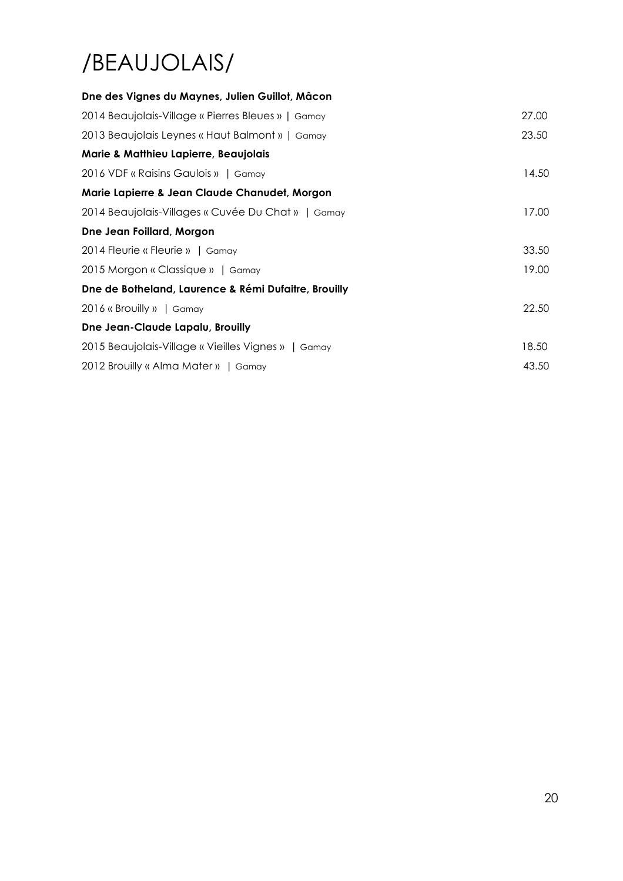# /BEAUJOLAIS/

| | |
|---|---|
| **Dne des Vignes du Maynes, Julien Guillot, Mâcon** | |
| 2014 Beaujolais-Village « Pierres Bleues » \| Gamay | 27.00 |
| 2013 Beaujolais Leynes « Haut Balmont » \| Gamay | 23.50 |
| **Marie & Matthieu Lapierre, Beaujolais** | |
| 2016 VDF « Raisins Gaulois » \| Gamay | 14.50 |
| **Marie Lapierre & Jean Claude Chanudet, Morgon** | |
| 2014 Beaujolais-Villages « Cuvée Du Chat » \| Gamay | 17.00 |
| **Dne Jean Foillard, Morgon** | |
| 2014 Fleurie « Fleurie » \| Gamay | 33.50 |
| 2015 Morgon « Classique » \| Gamay | 19.00 |
| **Dne de Botheland, Laurence & Rémi Dufaitre, Brouilly** | |
| 2016 « Brouilly » \| Gamay | 22.50 |
| **Dne Jean-Claude Lapalu, Brouilly** | |
| 2015 Beaujolais-Village « Vieilles Vignes » \| Gamay | 18.50 |
| 2012 Brouilly « Alma Mater » \| Gamay | 43.50 |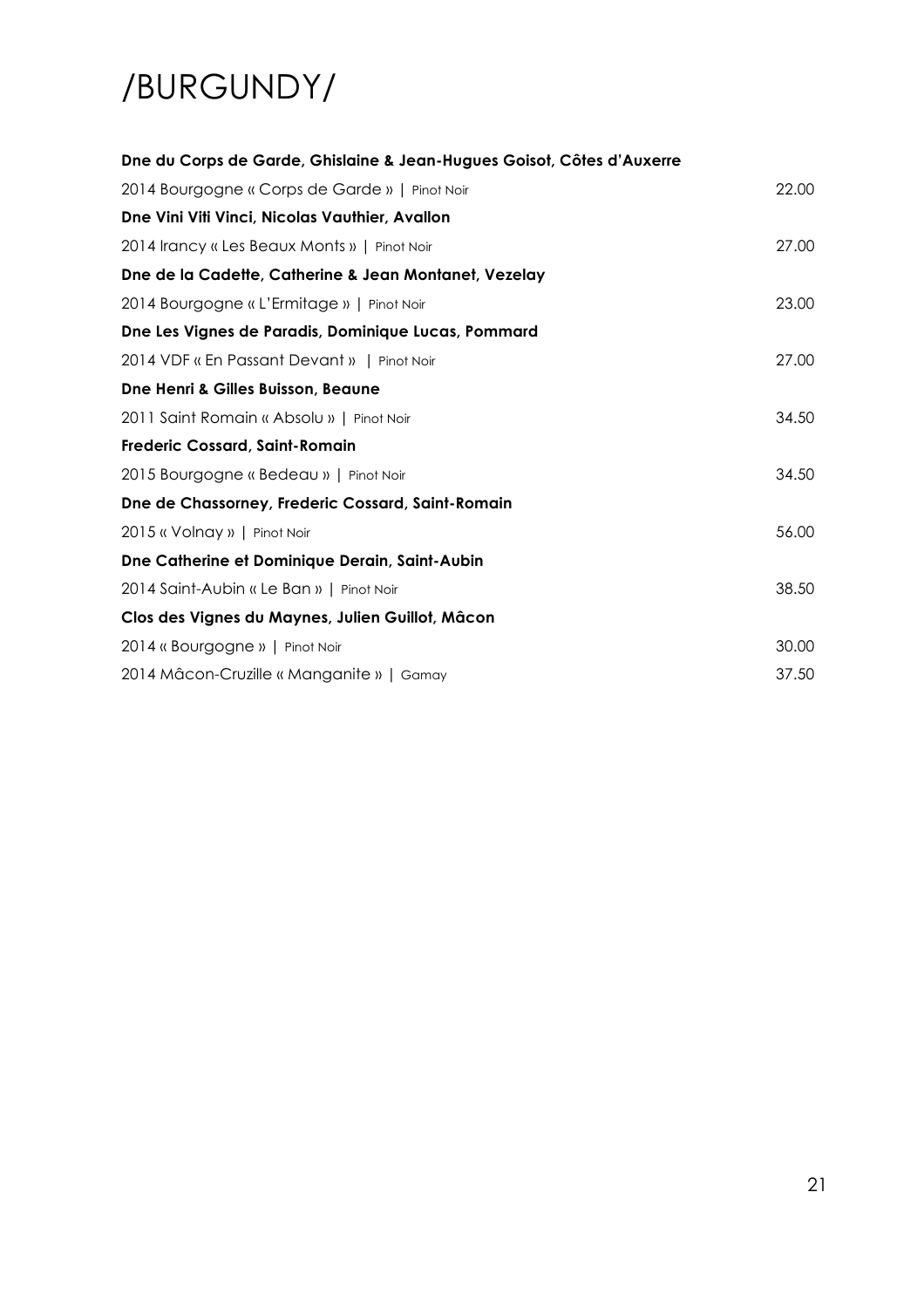# /BURGUNDY/

**Dne du Corps de Garde, Ghislaine & Jean-Hugues Goisot, Côtes d'Auxerre**

2014 Bourgogne « Corps de Garde » | Pinot Noir 22.00

**Dne Vini Viti Vinci, Nicolas Vauthier, Avallon**

2014 Irancy « Les Beaux Monts » | Pinot Noir 27.00

**Dne de la Cadette, Catherine & Jean Montanet, Vezelay**

2014 Bourgogne « L'Ermitage » | Pinot Noir 23.00

**Dne Les Vignes de Paradis, Dominique Lucas, Pommard**

2014 VDF « En Passant Devant » | Pinot Noir 27.00

**Dne Henri & Gilles Buisson, Beaune**

2011 Saint Romain « Absolu » | Pinot Noir 34.50

**Frederic Cossard, Saint-Romain**

2015 Bourgogne « Bedeau » | Pinot Noir 34.50

**Dne de Chassorney, Frederic Cossard, Saint-Romain**

2015 « Volnay » | Pinot Noir 56.00

**Dne Catherine et Dominique Derain, Saint-Aubin**

2014 Saint-Aubin « Le Ban » | Pinot Noir 38.50

**Clos des Vignes du Maynes, Julien Guillot, Mâcon**

2014 « Bourgogne » | Pinot Noir 30.00

2014 Mâcon-Cruzille « Manganite » | Gamay 37.50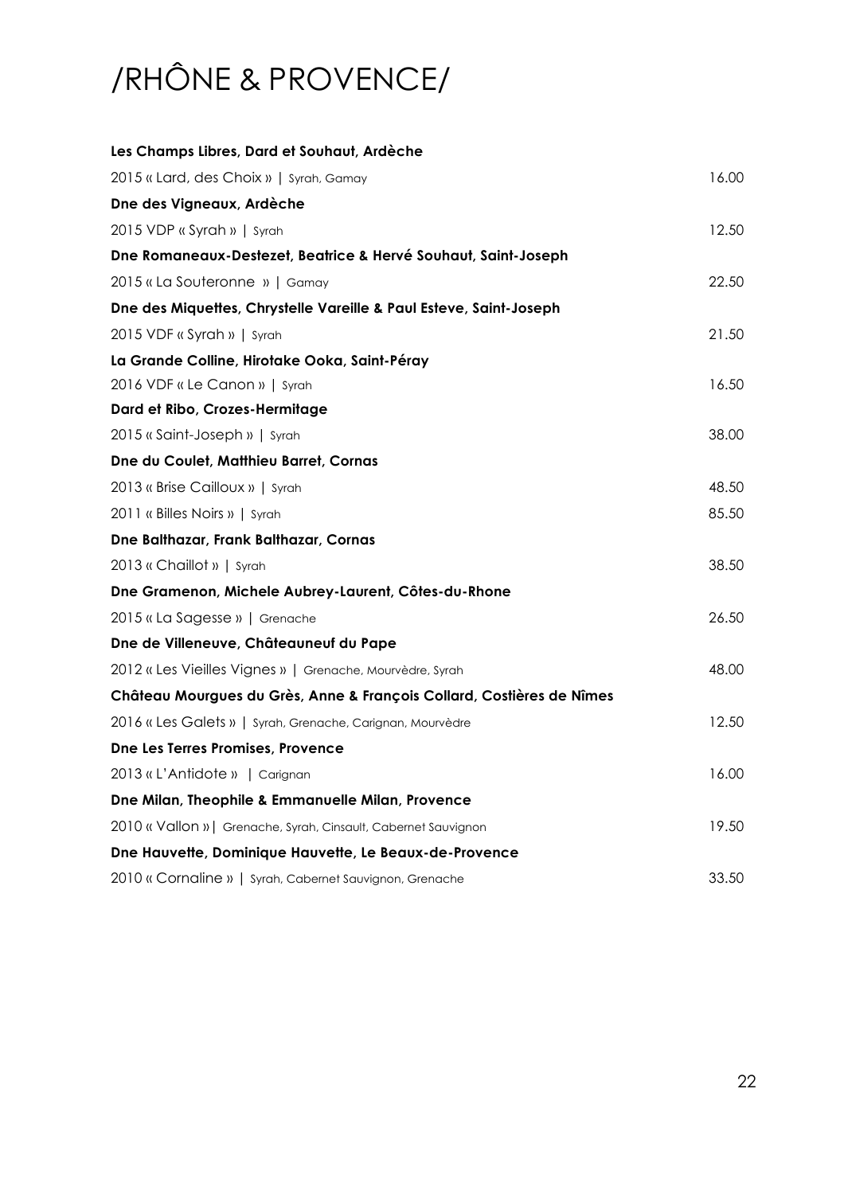# /RHÔNE & PROVENCE/

| | |
|---|---|
| **Les Champs Libres, Dard et Souhaut, Ardèche** | |
| 2015 « Lard, des Choix » \| Syrah, Gamay | 16.00 |
| **Dne des Vigneaux, Ardèche** | |
| 2015 VDP « Syrah » \| Syrah | 12.50 |
| **Dne Romaneaux-Destezet, Beatrice & Hervé Souhaut, Saint-Joseph** | |
| 2015 « La Souteronne » \| Gamay | 22.50 |
| **Dne des Miquettes, Chrystelle Vareille & Paul Esteve, Saint-Joseph** | |
| 2015 VDF « Syrah » \| Syrah | 21.50 |
| **La Grande Colline, Hirotake Ooka, Saint-Péray** | |
| 2016 VDF « Le Canon » \| Syrah | 16.50 |
| **Dard et Ribo, Crozes-Hermitage** | |
| 2015 « Saint-Joseph » \| Syrah | 38.00 |
| **Dne du Coulet, Matthieu Barret, Cornas** | |
| 2013 « Brise Cailloux » \| Syrah | 48.50 |
| 2011 « Billes Noirs » \| Syrah | 85.50 |
| **Dne Balthazar, Frank Balthazar, Cornas** | |
| 2013 « Chaillot » \| Syrah | 38.50 |
| **Dne Gramenon, Michele Aubrey-Laurent, Côtes-du-Rhone** | |
| 2015 « La Sagesse » \| Grenache | 26.50 |
| **Dne de Villeneuve, Châteauneuf du Pape** | |
| 2012 « Les Vieilles Vignes » \| Grenache, Mourvèdre, Syrah | 48.00 |
| **Château Mourgues du Grès, Anne & François Collard, Costières de Nîmes** | |
| 2016 « Les Galets » \| Syrah, Grenache, Carignan, Mourvèdre | 12.50 |
| **Dne Les Terres Promises, Provence** | |
| 2013 « L'Antidote » \| Carignan | 16.00 |
| **Dne Milan, Theophile & Emmanuelle Milan, Provence** | |
| 2010 « Vallon » \| Grenache, Syrah, Cinsault, Cabernet Sauvignon | 19.50 |
| **Dne Hauvette, Dominique Hauvette, Le Beaux-de-Provence** | |
| 2010 « Cornaline » \| Syrah, Cabernet Sauvignon, Grenache | 33.50 |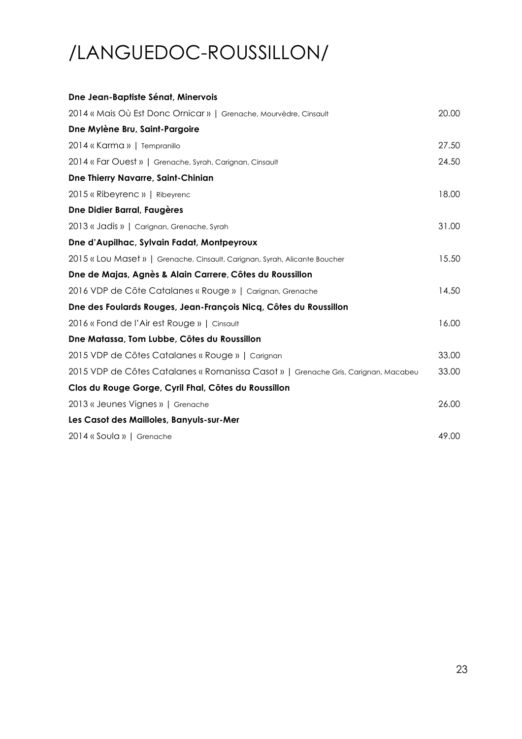# /LANGUEDOC-ROUSSILLON/

| | |
|---|---|
| **Dne Jean-Baptiste Sénat, Minervois** | |
| 2014 « Mais Où Est Donc Ornicar » \| Grenache, Mourvèdre, Cinsault | 20.00 |
| **Dne Mylène Bru, Saint-Pargoire** | |
| 2014 « Karma » \| Tempranillo | 27.50 |
| 2014 « Far Ouest » \| Grenache, Syrah, Carignan, Cinsault | 24.50 |
| **Dne Thierry Navarre, Saint-Chinian** | |
| 2015 « Ribeyrenc » \| Ribeyrenc | 18.00 |
| **Dne Didier Barral, Faugères** | |
| 2013 « Jadis » \| Carignan, Grenache, Syrah | 31.00 |
| **Dne d'Aupilhac, Sylvain Fadat, Montpeyroux** | |
| 2015 « Lou Maset » \| Grenache, Cinsault, Carignan, Syrah, Alicante Boucher | 15.50 |
| **Dne de Majas, Agnès & Alain Carrere, Côtes du Roussillon** | |
| 2016 VDP de Côte Catalanes « Rouge » \| Carignan, Grenache | 14.50 |
| **Dne des Foulards Rouges, Jean-François Nicq, Côtes du Roussillon** | |
| 2016 « Fond de l'Air est Rouge » \| Cinsault | 16.00 |
| **Dne Matassa, Tom Lubbe, Côtes du Roussillon** | |
| 2015 VDP de Côtes Catalanes « Rouge » \| Carignan | 33.00 |
| 2015 VDP de Côtes Catalanes « Romanissa Casot » \| Grenache Gris, Carignan, Macabeu | 33.00 |
| **Clos du Rouge Gorge, Cyril Fhal, Côtes du Roussillon** | |
| 2013 « Jeunes Vignes » \| Grenache | 26.00 |
| **Les Casot des Mailloles, Banyuls-sur-Mer** | |
| 2014 « Soula » \| Grenache | 49.00 |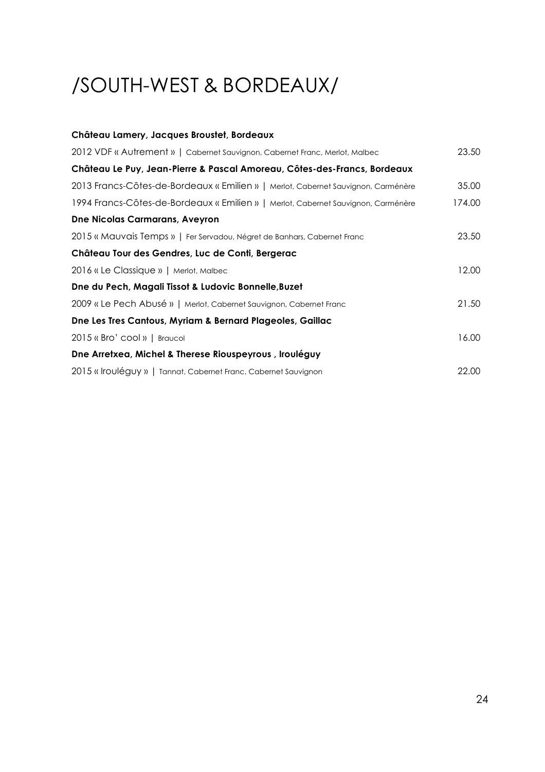# /SOUTH-WEST & BORDEAUX/

**Château Lamery, Jacques Broustet, Bordeaux**

2012 VDF « Autrement » | Cabernet Sauvignon, Cabernet Franc, Merlot, Malbec 23.50

**Château Le Puy, Jean-Pierre & Pascal Amoreau, Côtes-des-Francs, Bordeaux**

2013 Francs-Côtes-de-Bordeaux « Emilien » | Merlot, Cabernet Sauvignon, Carménère 35.00

1994 Francs-Côtes-de-Bordeaux « Emilien » | Merlot, Cabernet Sauvignon, Carménère 174.00

**Dne Nicolas Carmarans, Aveyron**

2015 « Mauvais Temps » | Fer Servadou, Négret de Banhars, Cabernet Franc 23.50

**Château Tour des Gendres, Luc de Conti, Bergerac**

2016 « Le Classique » | Merlot, Malbec 12.00

**Dne du Pech, Magali Tissot & Ludovic Bonnelle,Buzet**

2009 « Le Pech Abusé » | Merlot, Cabernet Sauvignon, Cabernet Franc 21.50

**Dne Les Tres Cantous, Myriam & Bernard Plageoles, Gaillac**

2015 « Bro' cool » | Braucol 16.00

**Dne Arretxea, Michel & Therese Riouspeyrous , Irouléguy**

2015 « Irouléguy » | Tannat, Cabernet Franc, Cabernet Sauvignon 22.00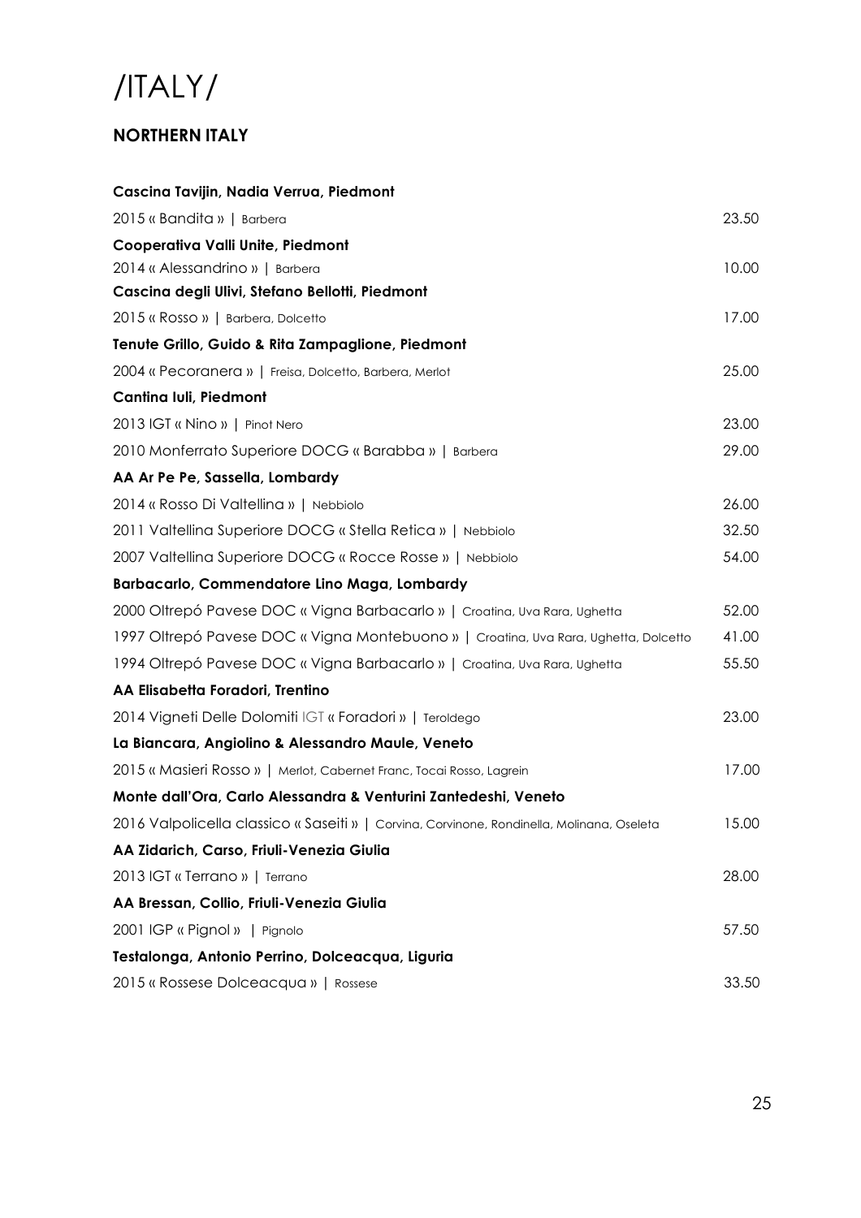# /ITALY/

## NORTHERN ITALY

| | |
|---|---|
| **Cascina Tavijin, Nadia Verrua, Piedmont** | |
| 2015 « Bandita » \| Barbera | 23.50 |
| **Cooperativa Valli Unite, Piedmont** | |
| 2014 « Alessandrino » \| Barbera | 10.00 |
| **Cascina degli Ulivi, Stefano Bellotti, Piedmont** | |
| 2015 « Rosso » \| Barbera, Dolcetto | 17.00 |
| **Tenute Grillo, Guido & Rita Zampaglione, Piedmont** | |
| 2004 « Pecoranera » \| Freisa, Dolcetto, Barbera, Merlot | 25.00 |
| **Cantina Iuli, Piedmont** | |
| 2013 IGT « Nino » \| Pinot Nero | 23.00 |
| 2010 Monferrato Superiore DOCG « Barabba » \| Barbera | 29.00 |
| **AA Ar Pe Pe, Sassella, Lombardy** | |
| 2014 « Rosso Di Valtellina » \| Nebbiolo | 26.00 |
| 2011 Valtellina Superiore DOCG « Stella Retica » \| Nebbiolo | 32.50 |
| 2007 Valtellina Superiore DOCG « Rocce Rosse » \| Nebbiolo | 54.00 |
| **Barbacarlo, Commendatore Lino Maga, Lombardy** | |
| 2000 Oltrepó Pavese DOC « Vigna Barbacarlo » \| Croatina, Uva Rara, Ughetta | 52.00 |
| 1997 Oltrepó Pavese DOC « Vigna Montebuono » \| Croatina, Uva Rara, Ughetta, Dolcetto | 41.00 |
| 1994 Oltrepó Pavese DOC « Vigna Barbacarlo » \| Croatina, Uva Rara, Ughetta | 55.50 |
| **AA Elisabetta Foradori, Trentino** | |
| 2014 Vigneti Delle Dolomiti IGT « Foradori » \| Teroldego | 23.00 |
| **La Biancara, Angiolino & Alessandro Maule, Veneto** | |
| 2015 « Masieri Rosso » \| Merlot, Cabernet Franc, Tocai Rosso, Lagrein | 17.00 |
| **Monte dall'Ora, Carlo Alessandra & Venturini Zantedeshi, Veneto** | |
| 2016 Valpolicella classico « Saseiti » \| Corvina, Corvinone, Rondinella, Molinana, Oseleta | 15.00 |
| **AA Zidarich, Carso, Friuli-Venezia Giulia** | |
| 2013 IGT « Terrano » \| Terrano | 28.00 |
| **AA Bressan, Collio, Friuli-Venezia Giulia** | |
| 2001 IGP « Pignol » \| Pignolo | 57.50 |
| **Testalonga, Antonio Perrino, Dolceacqua, Liguria** | |
| 2015 « Rossese Dolceacqua » \| Rossese | 33.50 |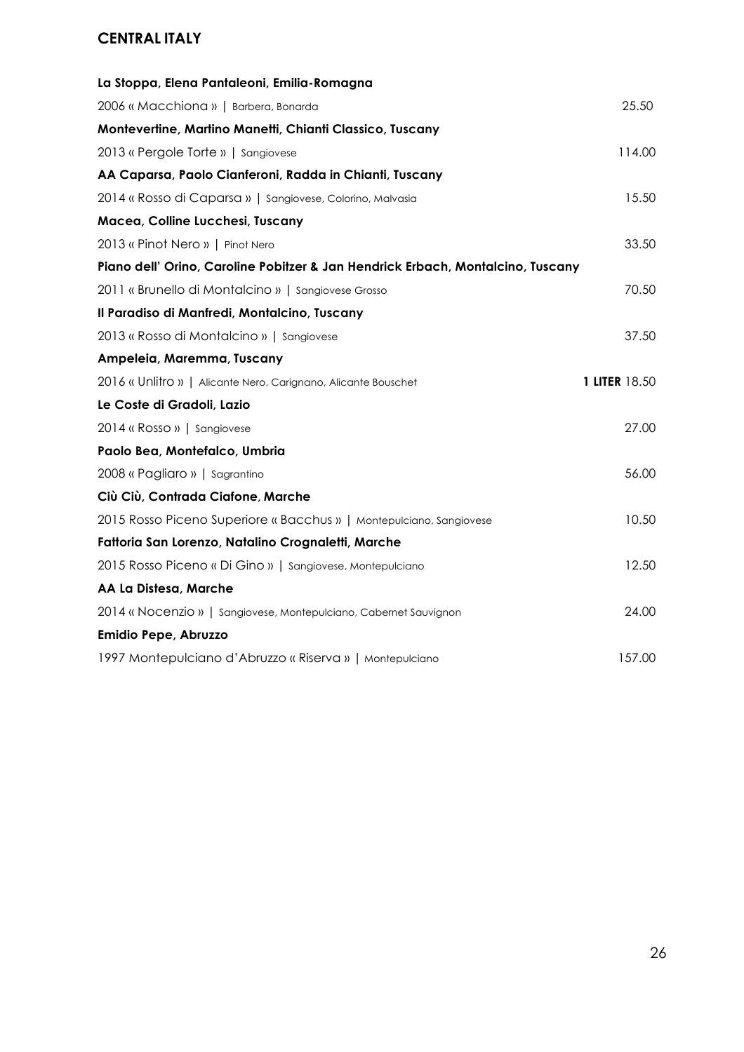## CENTRAL ITALY

**La Stoppa, Elena Pantaleoni, Emilia-Romagna**

2006 « Macchiona » | Barbera, Bonarda — 25.50

**Montevertine, Martino Manetti, Chianti Classico, Tuscany**

2013 « Pergole Torte » | Sangiovese — 114.00

**AA Caparsa, Paolo Cianferoni, Radda in Chianti, Tuscany**

2014 « Rosso di Caparsa » | Sangiovese, Colorino, Malvasia — 15.50

**Macea, Colline Lucchesi, Tuscany**

2013 « Pinot Nero » | Pinot Nero — 33.50

**Piano dell' Orino, Caroline Pobitzer & Jan Hendrick Erbach, Montalcino, Tuscany**

2011 « Brunello di Montalcino » | Sangiovese Grosso — 70.50

**Il Paradiso di Manfredi, Montalcino, Tuscany**

2013 « Rosso di Montalcino » | Sangiovese — 37.50

**Ampeleia, Maremma, Tuscany**

2016 « Unlitro » | Alicante Nero, Carignano, Alicante Bouschet — **1 LITER** 18.50

**Le Coste di Gradoli, Lazio**

2014 « Rosso » | Sangiovese — 27.00

**Paolo Bea, Montefalco, Umbria**

2008 « Pagliaro » | Sagrantino — 56.00

**Ciù Ciù, Contrada Ciafone, Marche**

2015 Rosso Piceno Superiore « Bacchus » | Montepulciano, Sangiovese — 10.50

**Fattoria San Lorenzo, Natalino Crognaletti, Marche**

2015 Rosso Piceno « Di Gino » | Sangiovese, Montepulciano — 12.50

**AA La Distesa, Marche**

2014 « Nocenzio » | Sangiovese, Montepulciano, Cabernet Sauvignon — 24.00

**Emidio Pepe, Abruzzo**

1997 Montepulciano d'Abruzzo « Riserva » | Montepulciano — 157.00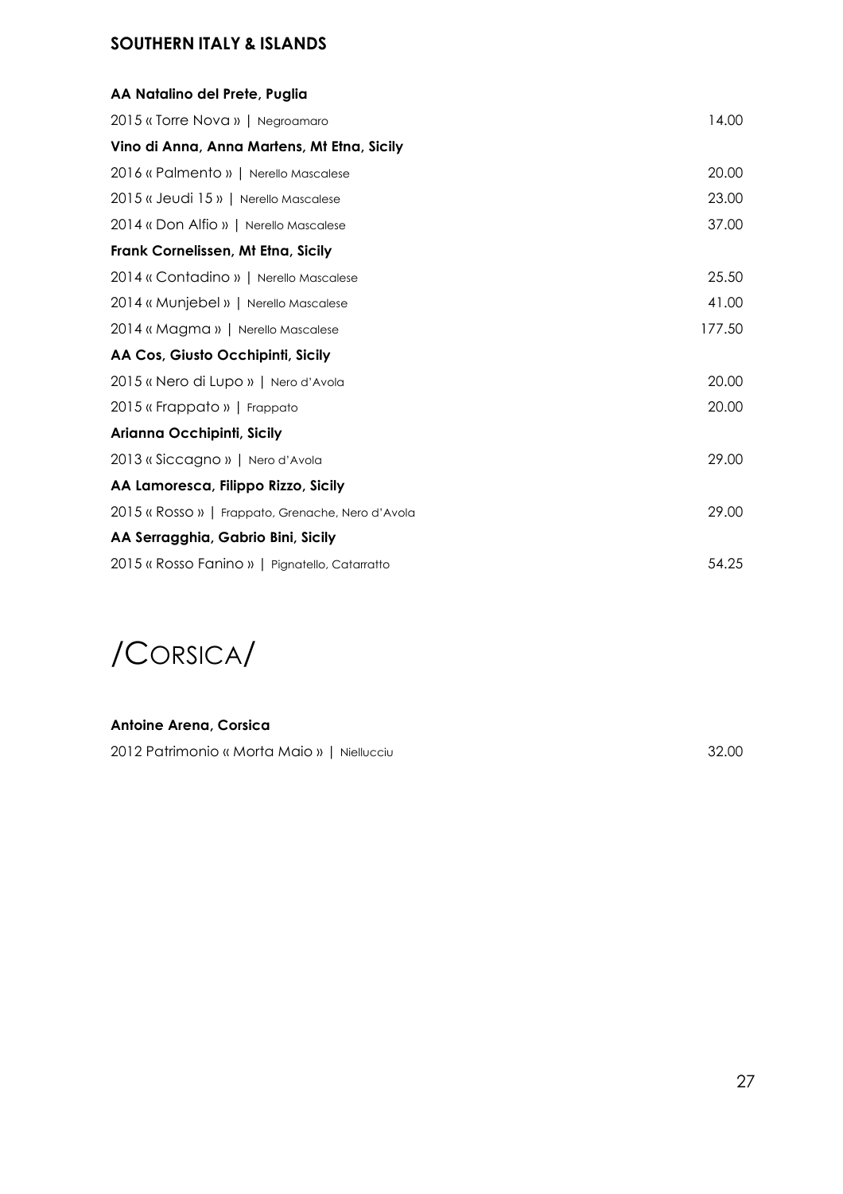## SOUTHERN ITALY & ISLANDS

**AA Natalino del Prete, Puglia**

2015 « Torre Nova » | Negroamaro 14.00

**Vino di Anna, Anna Martens, Mt Etna, Sicily**

2016 « Palmento » | Nerello Mascalese 20.00

2015 « Jeudi 15 » | Nerello Mascalese 23.00

2014 « Don Alfio » | Nerello Mascalese 37.00

**Frank Cornelissen, Mt Etna, Sicily**

2014 « Contadino » | Nerello Mascalese 25.50

2014 « Munjebel » | Nerello Mascalese 41.00

2014 « Magma » | Nerello Mascalese 177.50

**AA Cos, Giusto Occhipinti, Sicily**

2015 « Nero di Lupo » | Nero d'Avola 20.00

2015 « Frappato » | Frappato 20.00

**Arianna Occhipinti, Sicily**

2013 « Siccagno » | Nero d'Avola 29.00

**AA Lamoresca, Filippo Rizzo, Sicily**

2015 « Rosso » | Frappato, Grenache, Nero d'Avola 29.00

**AA Serragghia, Gabrio Bini, Sicily**

2015 « Rosso Fanino » | Pignatello, Catarratto 54.25

# /CORSICA/

**Antoine Arena, Corsica**

2012 Patrimonio « Morta Maio » | Niellucciu 32.00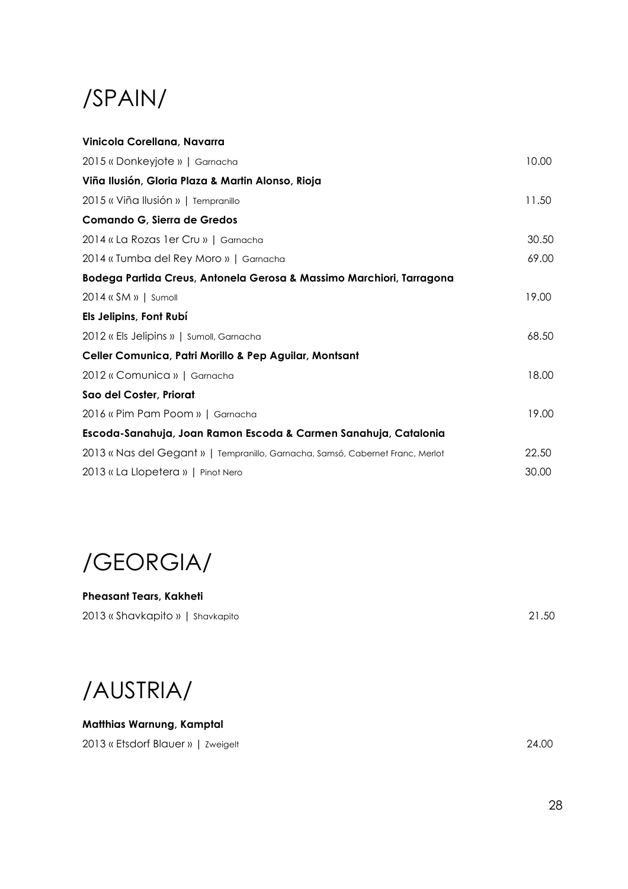# /SPAIN/

| | |
|---|---|
| **Vinicola Corellana, Navarra** | |
| 2015 « Donkeyjote » \| Garnacha | 10.00 |
| **Viña Ilusión, Gloria Plaza & Martin Alonso, Rioja** | |
| 2015 « Viña Ilusión » \| Tempranillo | 11.50 |
| **Comando G, Sierra de Gredos** | |
| 2014 « La Rozas 1er Cru » \| Garnacha | 30.50 |
| 2014 « Tumba del Rey Moro » \| Garnacha | 69.00 |
| **Bodega Partida Creus, Antonela Gerosa & Massimo Marchiori, Tarragona** | |
| 2014 « SM » \| Sumoll | 19.00 |
| **Els Jelipins, Font Rubí** | |
| 2012 « Els Jelipins » \| Sumoll, Garnacha | 68.50 |
| **Celler Comunica, Patri Morillo & Pep Aguilar, Montsant** | |
| 2012 « Comunica » \| Garnacha | 18.00 |
| **Sao del Coster, Priorat** | |
| 2016 « Pim Pam Poom » \| Garnacha | 19.00 |
| **Escoda-Sanahuja, Joan Ramon Escoda & Carmen Sanahuja, Catalonia** | |
| 2013 « Nas del Gegant » \| Tempranillo, Garnacha, Samsó, Cabernet Franc, Merlot | 22.50 |
| 2013 « La Llopetera » \| Pinot Nero | 30.00 |

# /GEORGIA/

| | |
|---|---|
| **Pheasant Tears, Kakheti** | |
| 2013 « Shavkapito » \| Shavkapito | 21.50 |

# /AUSTRIA/

| | |
|---|---|
| **Matthias Warnung, Kamptal** | |
| 2013 « Etsdorf Blauer » \| Zweigelt | 24.00 |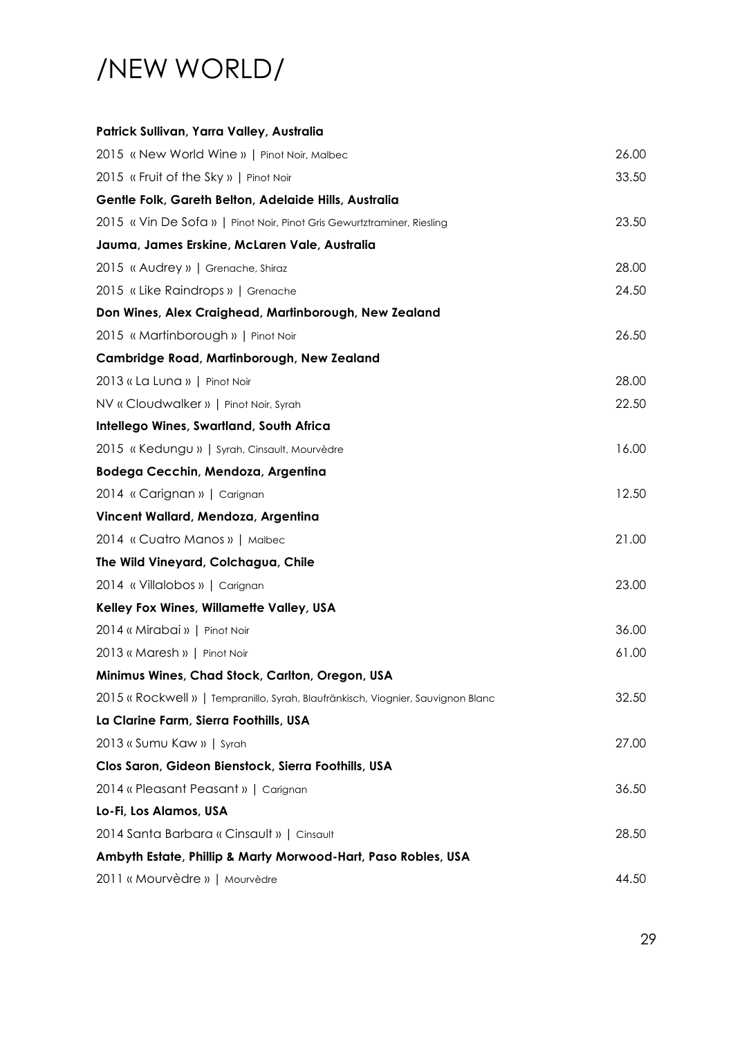# /NEW WORLD/

**Patrick Sullivan, Yarra Valley, Australia**

2015 « New World Wine » | Pinot Noir, Malbec — 26.00

2015 « Fruit of the Sky » | Pinot Noir — 33.50

**Gentle Folk, Gareth Belton, Adelaide Hills, Australia**

2015 « Vin De Sofa » | Pinot Noir, Pinot Gris Gewurtztraminer, Riesling — 23.50

**Jauma, James Erskine, McLaren Vale, Australia**

2015 « Audrey » | Grenache, Shiraz — 28.00

2015 « Like Raindrops » | Grenache — 24.50

**Don Wines, Alex Craighead, Martinborough, New Zealand**

2015 « Martinborough » | Pinot Noir — 26.50

**Cambridge Road, Martinborough, New Zealand**

2013 « La Luna » | Pinot Noir — 28.00

NV « Cloudwalker » | Pinot Noir, Syrah — 22.50

**Intellego Wines, Swartland, South Africa**

2015 « Kedungu » | Syrah, Cinsault, Mourvèdre — 16.00

**Bodega Cecchin, Mendoza, Argentina**

2014 « Carignan » | Carignan — 12.50

**Vincent Wallard, Mendoza, Argentina**

2014 « Cuatro Manos » | Malbec — 21.00

**The Wild Vineyard, Colchagua, Chile**

2014 « Villalobos » | Carignan — 23.00

**Kelley Fox Wines, Willamette Valley, USA**

2014 « Mirabai » | Pinot Noir — 36.00

2013 « Maresh » | Pinot Noir — 61.00

**Minimus Wines, Chad Stock, Carlton, Oregon, USA**

2015 « Rockwell » | Tempranillo, Syrah, Blaufränkisch, Viognier, Sauvignon Blanc — 32.50

**La Clarine Farm, Sierra Foothills, USA**

2013 « Sumu Kaw » | Syrah — 27.00

**Clos Saron, Gideon Bienstock, Sierra Foothills, USA**

2014 « Pleasant Peasant » | Carignan — 36.50

**Lo-Fi, Los Alamos, USA**

2014 Santa Barbara « Cinsault » | Cinsault — 28.50

**Ambyth Estate, Phillip & Marty Morwood-Hart, Paso Robles, USA**

2011 « Mourvèdre » | Mourvèdre — 44.50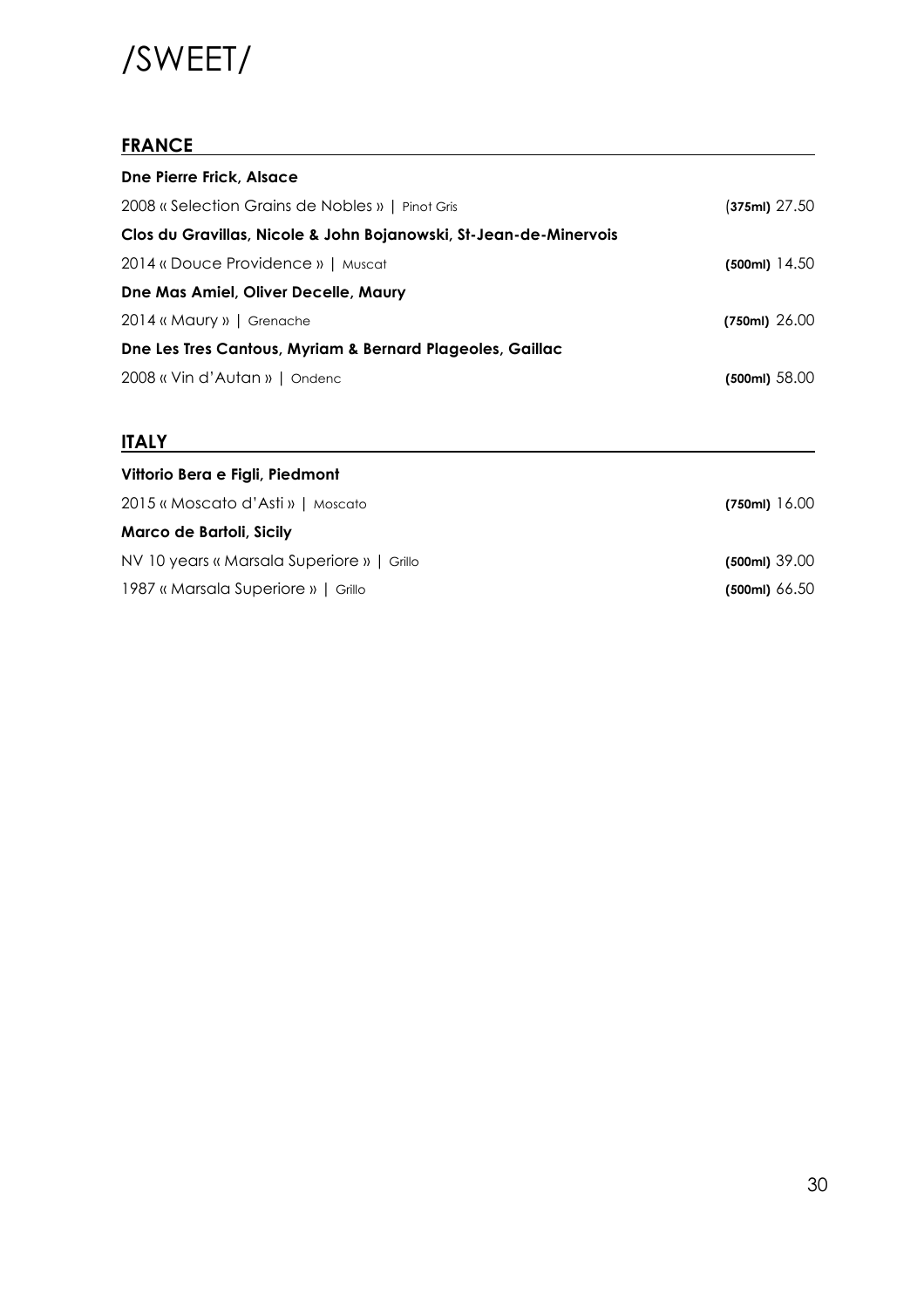# /SWEET/

## FRANCE

**Dne Pierre Frick, Alsace**

2008 « Selection Grains de Nobles » | Pinot Gris (375ml) 27.50

**Clos du Gravillas, Nicole & John Bojanowski, St-Jean-de-Minervois**

2014 « Douce Providence » | Muscat (500ml) 14.50

**Dne Mas Amiel, Oliver Decelle, Maury**

2014 « Maury » | Grenache (750ml) 26.00

**Dne Les Tres Cantous, Myriam & Bernard Plageoles, Gaillac**

2008 « Vin d'Autan » | Ondenc (500ml) 58.00

## ITALY

**Vittorio Bera e Figli, Piedmont**

2015 « Moscato d'Asti » | Moscato (750ml) 16.00

**Marco de Bartoli, Sicily**

NV 10 years « Marsala Superiore » | Grillo (500ml) 39.00

1987 « Marsala Superiore » | Grillo (500ml) 66.50